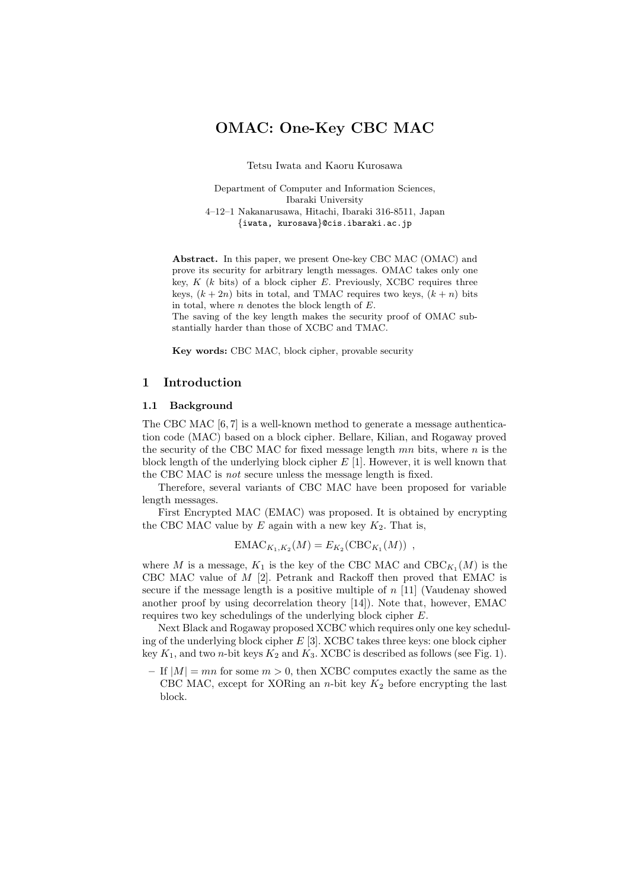# OMAC: One-Key CBC MAC

Tetsu Iwata and Kaoru Kurosawa

Department of Computer and Information Sciences,
Ibaraki University
4–12–1 Nakanarusawa, Hitachi, Ibaraki 316-8511, Japan
{iwata, kurosawa}@cis.ibaraki.ac.jp

**Abstract.** In this paper, we present One-key CBC MAC (OMAC) and prove its security for arbitrary length messages. OMAC takes only one key, $K$ ($k$ bits) of a block cipher $E$. Previously, XCBC requires three keys, $(k + 2n)$ bits in total, and TMAC requires two keys, $(k + n)$ bits in total, where $n$ denotes the block length of $E$.
The saving of the key length makes the security proof of OMAC substantially harder than those of XCBC and TMAC.

**Key words:** CBC MAC, block cipher, provable security

## 1 Introduction

### 1.1 Background

The CBC MAC [6, 7] is a well-known method to generate a message authentication code (MAC) based on a block cipher. Bellare, Kilian, and Rogaway proved the security of the CBC MAC for fixed message length $mn$ bits, where $n$ is the block length of the underlying block cipher $E$ [1]. However, it is well known that the CBC MAC is *not* secure unless the message length is fixed.

Therefore, several variants of CBC MAC have been proposed for variable length messages.

First Encrypted MAC (EMAC) was proposed. It is obtained by encrypting the CBC MAC value by $E$ again with a new key $K_2$. That is,

$$\mathrm{EMAC}_{K_1,K_2}(M) = E_{K_2}(\mathrm{CBC}_{K_1}(M)) \ ,$$

where $M$ is a message, $K_1$ is the key of the CBC MAC and $\mathrm{CBC}_{K_1}(M)$ is the CBC MAC value of $M$ [2]. Petrank and Rackoff then proved that EMAC is secure if the message length is a positive multiple of $n$ [11] (Vaudenay showed another proof by using decorrelation theory [14]). Note that, however, EMAC requires two key schedulings of the underlying block cipher $E$.

Next Black and Rogaway proposed XCBC which requires only one key scheduling of the underlying block cipher $E$ [3]. XCBC takes three keys: one block cipher key $K_1$, and two $n$-bit keys $K_2$ and $K_3$. XCBC is described as follows (see Fig. 1).

- If $|M| = mn$ for some $m > 0$, then XCBC computes exactly the same as the CBC MAC, except for XORing an $n$-bit key $K_2$ before encrypting the last block.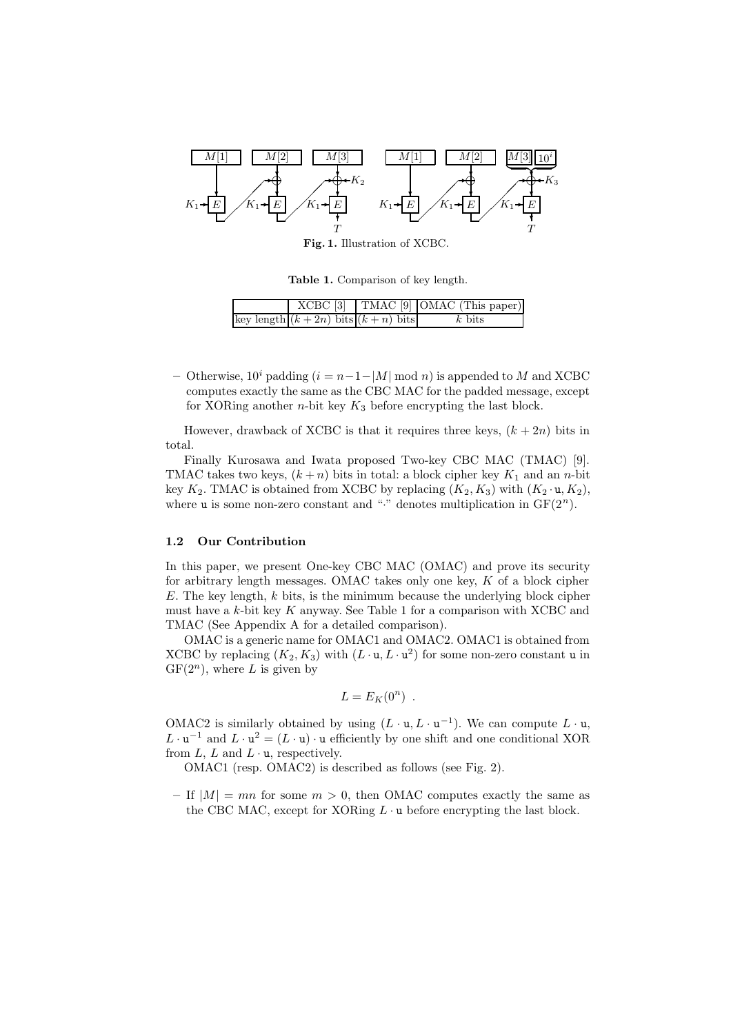Fig. 1. Illustration of XCBC.

Table 1. Comparison of key length.

| | XCBC [3] | TMAC [9] | OMAC (This paper) |
|---|---|---|---|
| key length | $(k+2n)$ bits | $(k+n)$ bits | $k$ bits |

– Otherwise, $10^i$ padding ($i = n-1-|M| \bmod n$) is appended to $M$ and XCBC computes exactly the same as the CBC MAC for the padded message, except for XORing another $n$-bit key $K_3$ before encrypting the last block.

However, drawback of XCBC is that it requires three keys, $(k+2n)$ bits in total.

Finally Kurosawa and Iwata proposed Two-key CBC MAC (TMAC) [9]. TMAC takes two keys, $(k+n)$ bits in total: a block cipher key $K_1$ and an $n$-bit key $K_2$. TMAC is obtained from XCBC by replacing $(K_2, K_3)$ with $(K_2 \cdot \mathtt{u}, K_2)$, where $\mathtt{u}$ is some non-zero constant and "$\cdot$" denotes multiplication in $\mathrm{GF}(2^n)$.

### 1.2 Our Contribution

In this paper, we present One-key CBC MAC (OMAC) and prove its security for arbitrary length messages. OMAC takes only one key, $K$ of a block cipher $E$. The key length, $k$ bits, is the minimum because the underlying block cipher must have a $k$-bit key $K$ anyway. See Table 1 for a comparison with XCBC and TMAC (See Appendix A for a detailed comparison).

OMAC is a generic name for OMAC1 and OMAC2. OMAC1 is obtained from XCBC by replacing $(K_2, K_3)$ with $(L \cdot \mathtt{u}, L \cdot \mathtt{u}^2)$ for some non-zero constant $\mathtt{u}$ in $\mathrm{GF}(2^n)$, where $L$ is given by

$$L = E_K(0^n) \ .$$

OMAC2 is similarly obtained by using $(L \cdot \mathtt{u}, L \cdot \mathtt{u}^{-1})$. We can compute $L \cdot \mathtt{u}$, $L \cdot \mathtt{u}^{-1}$ and $L \cdot \mathtt{u}^2 = (L \cdot \mathtt{u}) \cdot \mathtt{u}$ efficiently by one shift and one conditional XOR from $L$, $L$ and $L \cdot \mathtt{u}$, respectively.

OMAC1 (resp. OMAC2) is described as follows (see Fig. 2).

– If $|M| = mn$ for some $m > 0$, then OMAC computes exactly the same as the CBC MAC, except for XORing $L \cdot \mathtt{u}$ before encrypting the last block.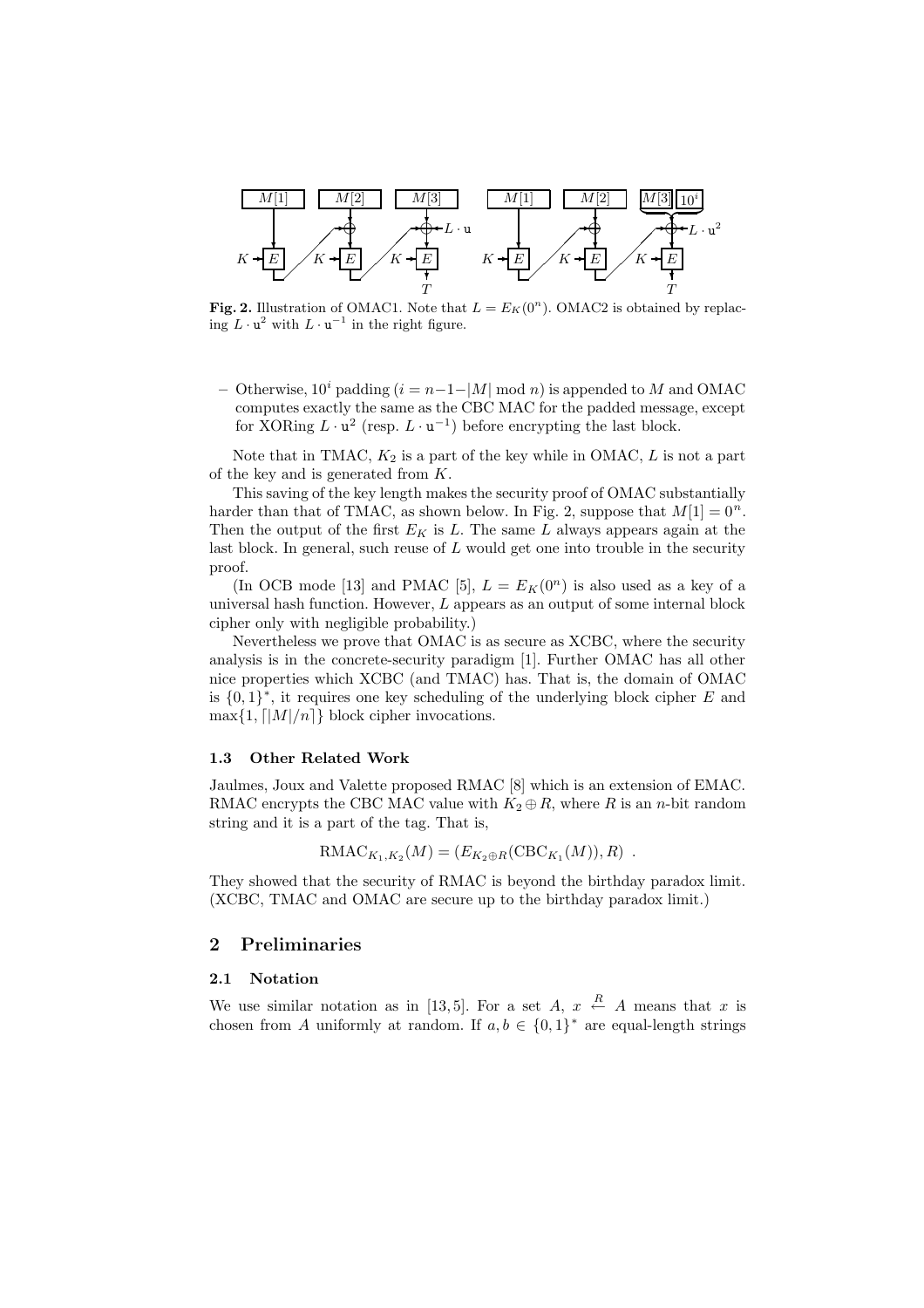**Fig. 2.** Illustration of OMAC1. Note that $L = E_K(0^n)$. OMAC2 is obtained by replacing $L \cdot \mathtt{u}^2$ with $L \cdot \mathtt{u}^{-1}$ in the right figure.

– Otherwise, $10^i$ padding ($i = n-1-|M| \bmod n$) is appended to $M$ and OMAC computes exactly the same as the CBC MAC for the padded message, except for XORing $L \cdot \mathtt{u}^2$ (resp. $L \cdot \mathtt{u}^{-1}$) before encrypting the last block.

Note that in TMAC, $K_2$ is a part of the key while in OMAC, $L$ is not a part of the key and is generated from $K$.

This saving of the key length makes the security proof of OMAC substantially harder than that of TMAC, as shown below. In Fig. 2, suppose that $M[1] = 0^n$. Then the output of the first $E_K$ is $L$. The same $L$ always appears again at the last block. In general, such reuse of $L$ would get one into trouble in the security proof.

(In OCB mode [13] and PMAC [5], $L = E_K(0^n)$ is also used as a key of a universal hash function. However, $L$ appears as an output of some internal block cipher only with negligible probability.)

Nevertheless we prove that OMAC is as secure as XCBC, where the security analysis is in the concrete-security paradigm [1]. Further OMAC has all other nice properties which XCBC (and TMAC) has. That is, the domain of OMAC is $\{0,1\}^*$, it requires one key scheduling of the underlying block cipher $E$ and $\max\{1, \lceil |M|/n \rceil\}$ block cipher invocations.

### 1.3 Other Related Work

Jaulmes, Joux and Valette proposed RMAC [8] which is an extension of EMAC. RMAC encrypts the CBC MAC value with $K_2 \oplus R$, where $R$ is an $n$-bit random string and it is a part of the tag. That is,

$$\mathrm{RMAC}_{K_1,K_2}(M) = (E_{K_2 \oplus R}(\mathrm{CBC}_{K_1}(M)), R) \ .$$

They showed that the security of RMAC is beyond the birthday paradox limit. (XCBC, TMAC and OMAC are secure up to the birthday paradox limit.)

## 2 Preliminaries

### 2.1 Notation

We use similar notation as in [13, 5]. For a set $A$, $x \stackrel{R}{\leftarrow} A$ means that $x$ is chosen from $A$ uniformly at random. If $a, b \in \{0,1\}^*$ are equal-length strings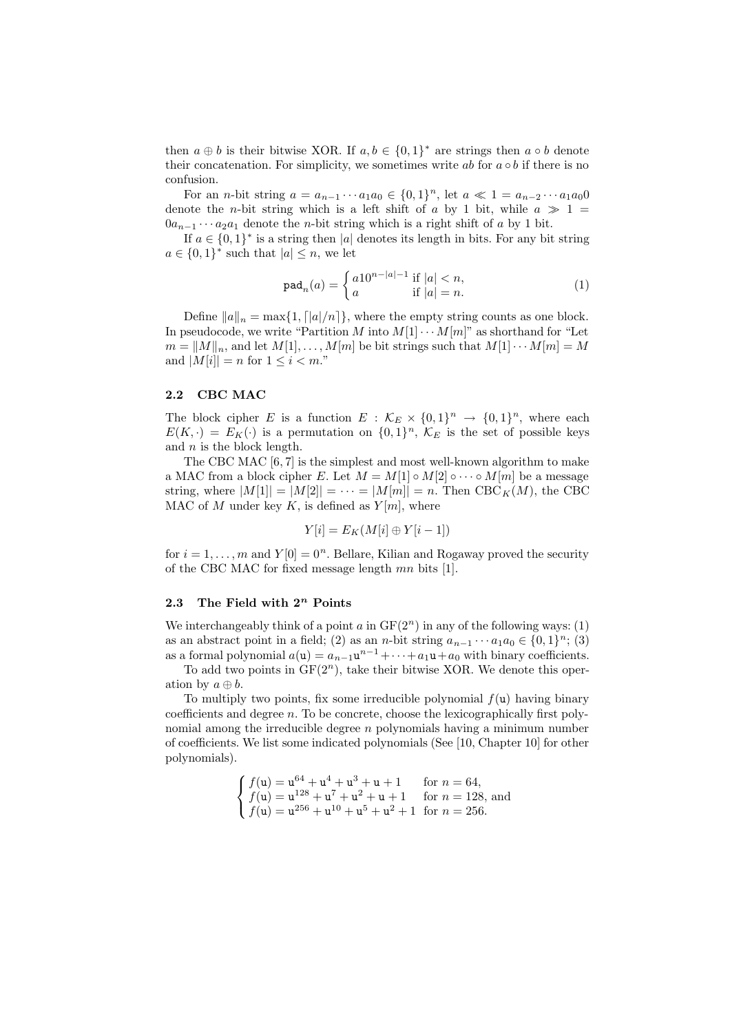then $a \oplus b$ is their bitwise XOR. If $a, b \in \{0,1\}^*$ are strings then $a \circ b$ denote their concatenation. For simplicity, we sometimes write $ab$ for $a \circ b$ if there is no confusion.

For an $n$-bit string $a = a_{n-1} \cdots a_1 a_0 \in \{0,1\}^n$, let $a \ll 1 = a_{n-2} \cdots a_1 a_0 0$ denote the $n$-bit string which is a left shift of $a$ by 1 bit, while $a \gg 1 = 0 a_{n-1} \cdots a_2 a_1$ denote the $n$-bit string which is a right shift of $a$ by 1 bit.

If $a \in \{0,1\}^*$ is a string then $|a|$ denotes its length in bits. For any bit string $a \in \{0,1\}^*$ such that $|a| \le n$, we let

$$\mathtt{pad}_n(a) = \begin{cases} a10^{n-|a|-1} & \text{if } |a| < n, \\ a & \text{if } |a| = n. \end{cases} \tag{1}$$

Define $\|a\|_n = \max\{1, \lceil |a|/n \rceil\}$, where the empty string counts as one block. In pseudocode, we write "Partition $M$ into $M[1] \cdots M[m]$" as shorthand for "Let $m = \|M\|_n$, and let $M[1], \ldots, M[m]$ be bit strings such that $M[1] \cdots M[m] = M$ and $|M[i]| = n$ for $1 \le i < m$."

### 2.2 CBC MAC

The block cipher $E$ is a function $E : \mathcal{K}_E \times \{0,1\}^n \to \{0,1\}^n$, where each $E(K, \cdot) = E_K(\cdot)$ is a permutation on $\{0,1\}^n$, $\mathcal{K}_E$ is the set of possible keys and $n$ is the block length.

The CBC MAC [6, 7] is the simplest and most well-known algorithm to make a MAC from a block cipher $E$. Let $M = M[1] \circ M[2] \circ \cdots \circ M[m]$ be a message string, where $|M[1]| = |M[2]| = \cdots = |M[m]| = n$. Then $\mathrm{CBC}_K(M)$, the CBC MAC of $M$ under key $K$, is defined as $Y[m]$, where

$$Y[i] = E_K(M[i] \oplus Y[i-1])$$

for $i = 1, \ldots, m$ and $Y[0] = 0^n$. Bellare, Kilian and Rogaway proved the security of the CBC MAC for fixed message length $mn$ bits [1].

### 2.3 The Field with $2^n$ Points

We interchangeably think of a point $a$ in $\mathrm{GF}(2^n)$ in any of the following ways: (1) as an abstract point in a field; (2) as an $n$-bit string $a_{n-1} \cdots a_1 a_0 \in \{0,1\}^n$; (3) as a formal polynomial $a(\mathtt{u}) = a_{n-1}\mathtt{u}^{n-1} + \cdots + a_1\mathtt{u} + a_0$ with binary coefficients.

To add two points in $\mathrm{GF}(2^n)$, take their bitwise XOR. We denote this operation by $a \oplus b$.

To multiply two points, fix some irreducible polynomial $f(\mathtt{u})$ having binary coefficients and degree $n$. To be concrete, choose the lexicographically first polynomial among the irreducible degree $n$ polynomials having a minimum number of coefficients. We list some indicated polynomials (See [10, Chapter 10] for other polynomials).

$$\begin{cases} f(\mathtt{u}) = \mathtt{u}^{64} + \mathtt{u}^4 + \mathtt{u}^3 + \mathtt{u} + 1 & \text{for } n = 64, \\ f(\mathtt{u}) = \mathtt{u}^{128} + \mathtt{u}^7 + \mathtt{u}^2 + \mathtt{u} + 1 & \text{for } n = 128, \text{ and} \\ f(\mathtt{u}) = \mathtt{u}^{256} + \mathtt{u}^{10} + \mathtt{u}^5 + \mathtt{u}^2 + 1 & \text{for } n = 256. \end{cases}$$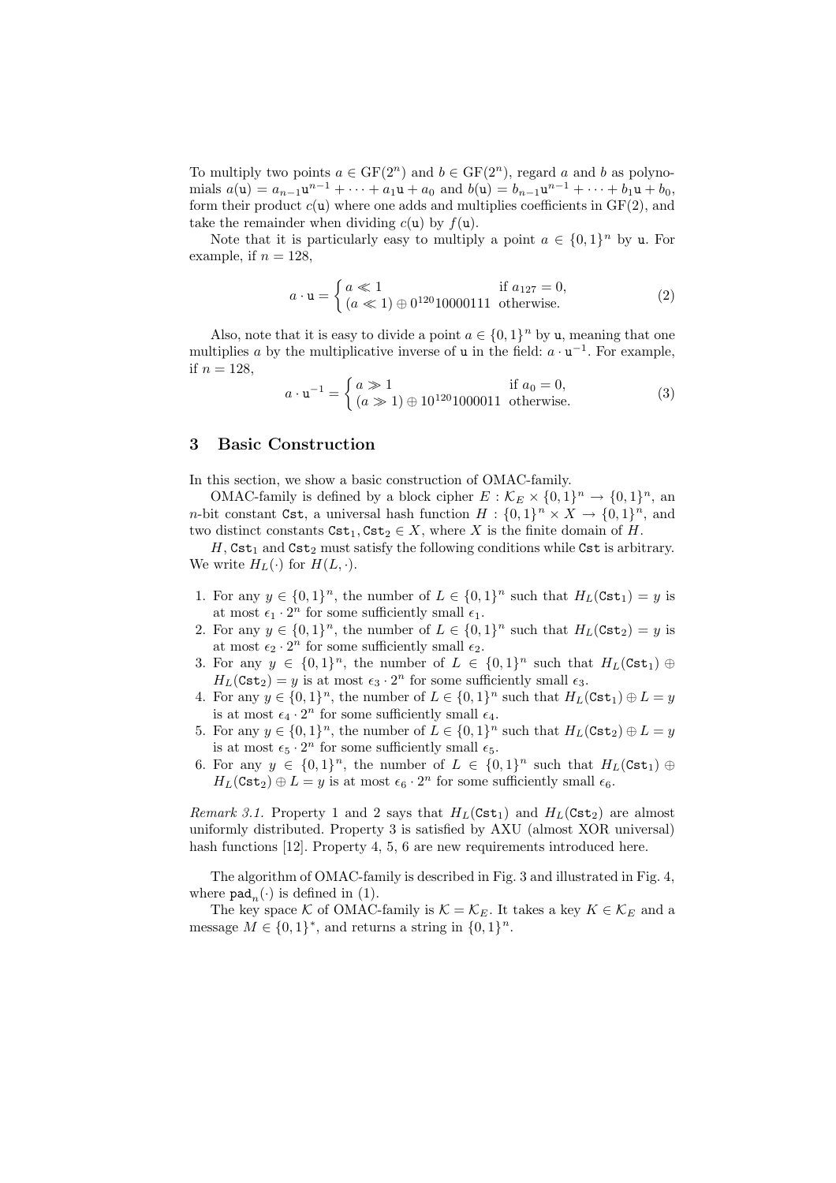To multiply two points $a \in \mathrm{GF}(2^n)$ and $b \in \mathrm{GF}(2^n)$, regard $a$ and $b$ as polynomials $a(\mathtt{u}) = a_{n-1}\mathtt{u}^{n-1} + \cdots + a_1\mathtt{u} + a_0$ and $b(\mathtt{u}) = b_{n-1}\mathtt{u}^{n-1} + \cdots + b_1\mathtt{u} + b_0$, form their product $c(\mathtt{u})$ where one adds and multiplies coefficients in GF(2), and take the remainder when dividing $c(\mathtt{u})$ by $f(\mathtt{u})$.

Note that it is particularly easy to multiply a point $a \in \{0,1\}^n$ by $\mathtt{u}$. For example, if $n = 128$,

$$a \cdot \mathtt{u} = \begin{cases} a \ll 1 & \text{if } a_{127} = 0, \\ (a \ll 1) \oplus 0^{120}10000111 & \text{otherwise.} \end{cases} \tag{2}$$

Also, note that it is easy to divide a point $a \in \{0,1\}^n$ by $\mathtt{u}$, meaning that one multiplies $a$ by the multiplicative inverse of $\mathtt{u}$ in the field: $a \cdot \mathtt{u}^{-1}$. For example, if $n = 128$,

$$a \cdot \mathtt{u}^{-1} = \begin{cases} a \gg 1 & \text{if } a_0 = 0, \\ (a \gg 1) \oplus 10^{120}1000011 & \text{otherwise.} \end{cases} \tag{3}$$

## 3 Basic Construction

In this section, we show a basic construction of OMAC-family.

OMAC-family is defined by a block cipher $E : \mathcal{K}_E \times \{0,1\}^n \to \{0,1\}^n$, an $n$-bit constant $\mathtt{Cst}$, a universal hash function $H : \{0,1\}^n \times X \to \{0,1\}^n$, and two distinct constants $\mathtt{Cst}_1, \mathtt{Cst}_2 \in X$, where $X$ is the finite domain of $H$.

$H$, $\mathtt{Cst}_1$ and $\mathtt{Cst}_2$ must satisfy the following conditions while $\mathtt{Cst}$ is arbitrary. We write $H_L(\cdot)$ for $H(L, \cdot)$.

1. For any $y \in \{0,1\}^n$, the number of $L \in \{0,1\}^n$ such that $H_L(\mathtt{Cst}_1) = y$ is at most $\epsilon_1 \cdot 2^n$ for some sufficiently small $\epsilon_1$.
2. For any $y \in \{0,1\}^n$, the number of $L \in \{0,1\}^n$ such that $H_L(\mathtt{Cst}_2) = y$ is at most $\epsilon_2 \cdot 2^n$ for some sufficiently small $\epsilon_2$.
3. For any $y \in \{0,1\}^n$, the number of $L \in \{0,1\}^n$ such that $H_L(\mathtt{Cst}_1) \oplus H_L(\mathtt{Cst}_2) = y$ is at most $\epsilon_3 \cdot 2^n$ for some sufficiently small $\epsilon_3$.
4. For any $y \in \{0,1\}^n$, the number of $L \in \{0,1\}^n$ such that $H_L(\mathtt{Cst}_1) \oplus L = y$ is at most $\epsilon_4 \cdot 2^n$ for some sufficiently small $\epsilon_4$.
5. For any $y \in \{0,1\}^n$, the number of $L \in \{0,1\}^n$ such that $H_L(\mathtt{Cst}_2) \oplus L = y$ is at most $\epsilon_5 \cdot 2^n$ for some sufficiently small $\epsilon_5$.
6. For any $y \in \{0,1\}^n$, the number of $L \in \{0,1\}^n$ such that $H_L(\mathtt{Cst}_1) \oplus H_L(\mathtt{Cst}_2) \oplus L = y$ is at most $\epsilon_6 \cdot 2^n$ for some sufficiently small $\epsilon_6$.

*Remark 3.1.* Property 1 and 2 says that $H_L(\mathtt{Cst}_1)$ and $H_L(\mathtt{Cst}_2)$ are almost uniformly distributed. Property 3 is satisfied by AXU (almost XOR universal) hash functions [12]. Property 4, 5, 6 are new requirements introduced here.

The algorithm of OMAC-family is described in Fig. 3 and illustrated in Fig. 4, where $\mathtt{pad}_n(\cdot)$ is defined in (1).

The key space $\mathcal{K}$ of OMAC-family is $\mathcal{K} = \mathcal{K}_E$. It takes a key $K \in \mathcal{K}_E$ and a message $M \in \{0,1\}^*$, and returns a string in $\{0,1\}^n$.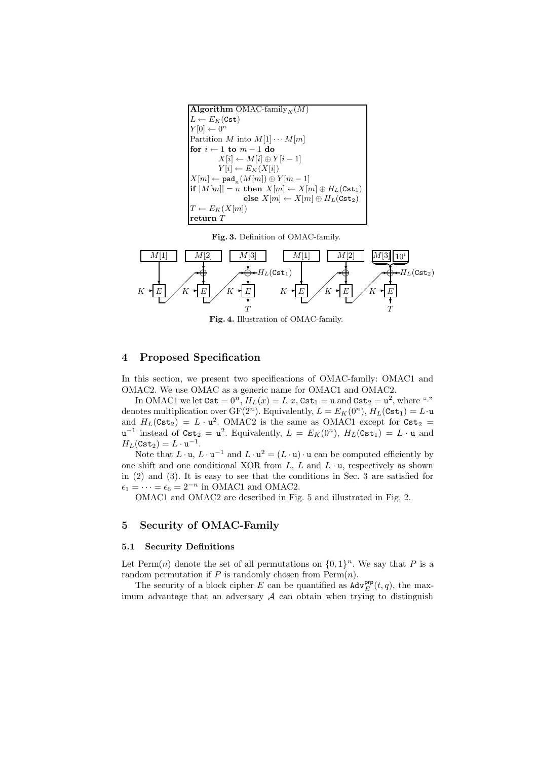```
Algorithm OMAC-family_K(M)
L ← E_K(Cst)
Y[0] ← 0^n
Partition M into M[1] ··· M[m]
for i ← 1 to m − 1 do
        X[i] ← M[i] ⊕ Y[i − 1]
        Y[i] ← E_K(X[i])
X[m] ← pad_n(M[m]) ⊕ Y[m − 1]
if |M[m]| = n then X[m] ← X[m] ⊕ H_L(Cst_1)
              else X[m] ← X[m] ⊕ H_L(Cst_2)
T ← E_K(X[m])
return T
```

**Fig. 3.** Definition of OMAC-family.

**Fig. 4.** Illustration of OMAC-family.

## 4 Proposed Specification

In this section, we present two specifications of OMAC-family: OMAC1 and OMAC2. We use OMAC as a generic name for OMAC1 and OMAC2.

In OMAC1 we let $\mathtt{Cst} = 0^n$, $H_L(x) = L \cdot x$, $\mathtt{Cst}_1 = \mathtt{u}$ and $\mathtt{Cst}_2 = \mathtt{u}^2$, where "$\cdot$" denotes multiplication over $\mathrm{GF}(2^n)$. Equivalently, $L = E_K(0^n)$, $H_L(\mathtt{Cst}_1) = L \cdot \mathtt{u}$ and $H_L(\mathtt{Cst}_2) = L \cdot \mathtt{u}^2$. OMAC2 is the same as OMAC1 except for $\mathtt{Cst}_2 = \mathtt{u}^{-1}$ instead of $\mathtt{Cst}_2 = \mathtt{u}^2$. Equivalently, $L = E_K(0^n)$, $H_L(\mathtt{Cst}_1) = L \cdot \mathtt{u}$ and $H_L(\mathtt{Cst}_2) = L \cdot \mathtt{u}^{-1}$.

Note that $L \cdot \mathtt{u}$, $L \cdot \mathtt{u}^{-1}$ and $L \cdot \mathtt{u}^2 = (L \cdot \mathtt{u}) \cdot \mathtt{u}$ can be computed efficiently by one shift and one conditional XOR from $L$, $L$ and $L \cdot \mathtt{u}$, respectively as shown in (2) and (3). It is easy to see that the conditions in Sec. 3 are satisfied for $\epsilon_1 = \cdots = \epsilon_6 = 2^{-n}$ in OMAC1 and OMAC2.

OMAC1 and OMAC2 are described in Fig. 5 and illustrated in Fig. 2.

## 5 Security of OMAC-Family

### 5.1 Security Definitions

Let $\mathrm{Perm}(n)$ denote the set of all permutations on $\{0,1\}^n$. We say that $P$ is a random permutation if $P$ is randomly chosen from $\mathrm{Perm}(n)$.

The security of a block cipher $E$ can be quantified as $\mathtt{Adv}_E^{\mathsf{prp}}(t, q)$, the maximum advantage that an adversary $\mathcal{A}$ can obtain when trying to distinguish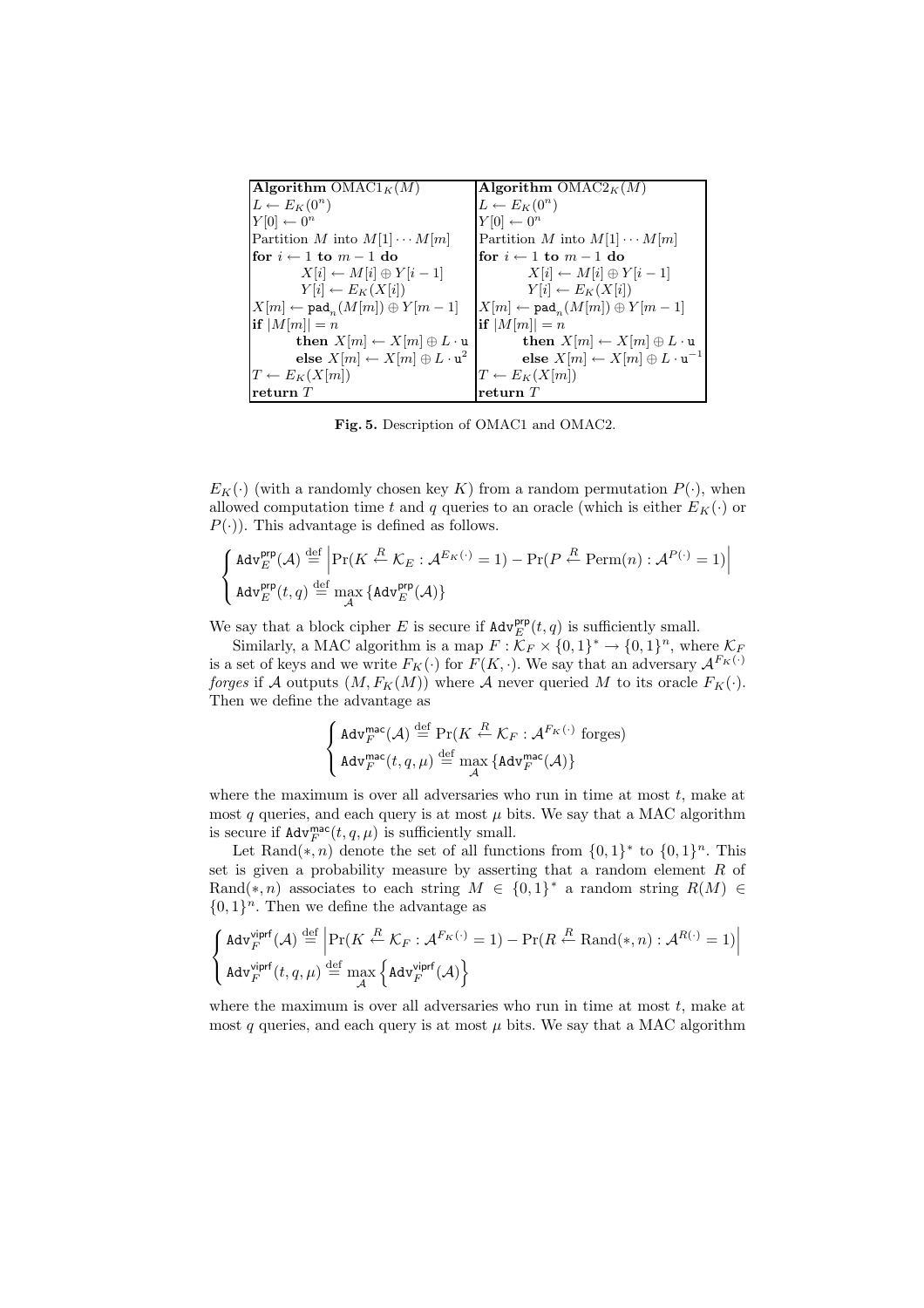| **Algorithm** $\mathrm{OMAC1}_K(M)$ | **Algorithm** $\mathrm{OMAC2}_K(M)$ |
|---|---|
| $L \leftarrow E_K(0^n)$ | $L \leftarrow E_K(0^n)$ |
| $Y[0] \leftarrow 0^n$ | $Y[0] \leftarrow 0^n$ |
| Partition $M$ into $M[1] \cdots M[m]$ | Partition $M$ into $M[1] \cdots M[m]$ |
| **for** $i \leftarrow 1$ **to** $m-1$ **do** | **for** $i \leftarrow 1$ **to** $m-1$ **do** |
| $\quad X[i] \leftarrow M[i] \oplus Y[i-1]$ | $\quad X[i] \leftarrow M[i] \oplus Y[i-1]$ |
| $\quad Y[i] \leftarrow E_K(X[i])$ | $\quad Y[i] \leftarrow E_K(X[i])$ |
| $X[m] \leftarrow \mathtt{pad}_n(M[m]) \oplus Y[m-1]$ | $X[m] \leftarrow \mathtt{pad}_n(M[m]) \oplus Y[m-1]$ |
| **if** $\lvert M[m] \rvert = n$ | **if** $\lvert M[m] \rvert = n$ |
| $\quad$ **then** $X[m] \leftarrow X[m] \oplus L \cdot \mathtt{u}$ | $\quad$ **then** $X[m] \leftarrow X[m] \oplus L \cdot \mathtt{u}$ |
| $\quad$ **else** $X[m] \leftarrow X[m] \oplus L \cdot \mathtt{u}^2$ | $\quad$ **else** $X[m] \leftarrow X[m] \oplus L \cdot \mathtt{u}^{-1}$ |
| $T \leftarrow E_K(X[m])$ | $T \leftarrow E_K(X[m])$ |
| **return** $T$ | **return** $T$ |

**Fig. 5.** Description of OMAC1 and OMAC2.

$E_K(\cdot)$ (with a randomly chosen key $K$) from a random permutation $P(\cdot)$, when allowed computation time $t$ and $q$ queries to an oracle (which is either $E_K(\cdot)$ or $P(\cdot)$). This advantage is defined as follows.

$$\begin{cases} \mathtt{Adv}_E^{\mathsf{prp}}(\mathcal{A}) \stackrel{\text{def}}{=} \left| \Pr(K \stackrel{R}{\leftarrow} \mathcal{K}_E : \mathcal{A}^{E_K(\cdot)} = 1) - \Pr(P \stackrel{R}{\leftarrow} \mathrm{Perm}(n) : \mathcal{A}^{P(\cdot)} = 1) \right| \\ \mathtt{Adv}_E^{\mathsf{prp}}(t, q) \stackrel{\text{def}}{=} \max_{\mathcal{A}} \{\mathtt{Adv}_E^{\mathsf{prp}}(\mathcal{A})\} \end{cases}$$

We say that a block cipher $E$ is secure if $\mathtt{Adv}_E^{\mathsf{prp}}(t, q)$ is sufficiently small.

Similarly, a MAC algorithm is a map $F : \mathcal{K}_F \times \{0,1\}^* \to \{0,1\}^n$, where $\mathcal{K}_F$ is a set of keys and we write $F_K(\cdot)$ for $F(K, \cdot)$. We say that an adversary $\mathcal{A}^{F_K(\cdot)}$ *forges* if $\mathcal{A}$ outputs $(M, F_K(M))$ where $\mathcal{A}$ never queried $M$ to its oracle $F_K(\cdot)$. Then we define the advantage as

$$\begin{cases} \mathtt{Adv}_F^{\mathsf{mac}}(\mathcal{A}) \stackrel{\text{def}}{=} \Pr(K \stackrel{R}{\leftarrow} \mathcal{K}_F : \mathcal{A}^{F_K(\cdot)} \text{ forges}) \\ \mathtt{Adv}_F^{\mathsf{mac}}(t, q, \mu) \stackrel{\text{def}}{=} \max_{\mathcal{A}} \{\mathtt{Adv}_F^{\mathsf{mac}}(\mathcal{A})\} \end{cases}$$

where the maximum is over all adversaries who run in time at most $t$, make at most $q$ queries, and each query is at most $\mu$ bits. We say that a MAC algorithm is secure if $\mathtt{Adv}_F^{\mathsf{mac}}(t, q, \mu)$ is sufficiently small.

Let $\mathrm{Rand}(*, n)$ denote the set of all functions from $\{0,1\}^*$ to $\{0,1\}^n$. This set is given a probability measure by asserting that a random element $R$ of $\mathrm{Rand}(*, n)$ associates to each string $M \in \{0,1\}^*$ a random string $R(M) \in \{0,1\}^n$. Then we define the advantage as

$$\begin{cases} \mathtt{Adv}_F^{\mathsf{viprf}}(\mathcal{A}) \stackrel{\text{def}}{=} \left| \Pr(K \stackrel{R}{\leftarrow} \mathcal{K}_F : \mathcal{A}^{F_K(\cdot)} = 1) - \Pr(R \stackrel{R}{\leftarrow} \mathrm{Rand}(*, n) : \mathcal{A}^{R(\cdot)} = 1) \right| \\ \mathtt{Adv}_F^{\mathsf{viprf}}(t, q, \mu) \stackrel{\text{def}}{=} \max_{\mathcal{A}} \left\{\mathtt{Adv}_F^{\mathsf{viprf}}(\mathcal{A})\right\} \end{cases}$$

where the maximum is over all adversaries who run in time at most $t$, make at most $q$ queries, and each query is at most $\mu$ bits. We say that a MAC algorithm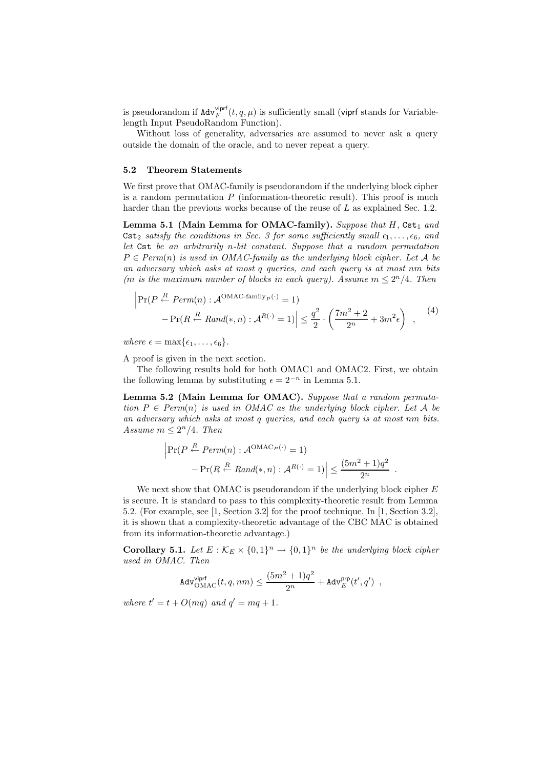is pseudorandom if $\mathtt{Adv}_F^{\mathsf{viprf}}(t, q, \mu)$ is sufficiently small (viprf stands for Variable-length Input PseudoRandom Function).

Without loss of generality, adversaries are assumed to never ask a query outside the domain of the oracle, and to never repeat a query.

### 5.2 Theorem Statements

We first prove that OMAC-family is pseudorandom if the underlying block cipher is a random permutation $P$ (information-theoretic result). This proof is much harder than the previous works because of the reuse of $L$ as explained Sec. 1.2.

**Lemma 5.1 (Main Lemma for OMAC-family).** *Suppose that $H$, $\mathtt{Cst}_1$ and $\mathtt{Cst}_2$ satisfy the conditions in Sec. 3 for some sufficiently small $\epsilon_1, \ldots, \epsilon_6$, and let $\mathtt{Cst}$ be an arbitrarily $n$-bit constant. Suppose that a random permutation $P \in Perm(n)$ is used in OMAC-family as the underlying block cipher. Let $\mathcal{A}$ be an adversary which asks at most $q$ queries, and each query is at most $nm$ bits ($m$ is the maximum number of blocks in each query). Assume $m \le 2^n/4$. Then*

$$\Big|\Pr(P \stackrel{R}{\leftarrow} Perm(n) : \mathcal{A}^{\text{OMAC-family}_P(\cdot)} = 1) - \Pr(R \stackrel{R}{\leftarrow} Rand(*, n) : \mathcal{A}^{R(\cdot)} = 1)\Big| \le \frac{q^2}{2} \cdot \left(\frac{7m^2+2}{2^n} + 3m^2\epsilon\right) \quad , \tag{4}$$

*where $\epsilon = \max\{\epsilon_1, \ldots, \epsilon_6\}$.*

A proof is given in the next section.

The following results hold for both OMAC1 and OMAC2. First, we obtain the following lemma by substituting $\epsilon = 2^{-n}$ in Lemma 5.1.

**Lemma 5.2 (Main Lemma for OMAC).** *Suppose that a random permutation $P \in Perm(n)$ is used in OMAC as the underlying block cipher. Let $\mathcal{A}$ be an adversary which asks at most $q$ queries, and each query is at most $nm$ bits. Assume $m \le 2^n/4$. Then*

$$\Big|\Pr(P \stackrel{R}{\leftarrow} Perm(n) : \mathcal{A}^{\text{OMAC}_P(\cdot)} = 1) - \Pr(R \stackrel{R}{\leftarrow} Rand(*, n) : \mathcal{A}^{R(\cdot)} = 1)\Big| \le \frac{(5m^2+1)q^2}{2^n} \quad .$$

We next show that OMAC is pseudorandom if the underlying block cipher $E$ is secure. It is standard to pass to this complexity-theoretic result from Lemma 5.2. (For example, see [1, Section 3.2] for the proof technique. In [1, Section 3.2], it is shown that a complexity-theoretic advantage of the CBC MAC is obtained from its information-theoretic advantage.)

**Corollary 5.1.** *Let $E : \mathcal{K}_E \times \{0,1\}^n \to \{0,1\}^n$ be the underlying block cipher used in OMAC. Then*

$$\mathtt{Adv}_{\text{OMAC}}^{\mathsf{viprf}}(t, q, nm) \le \frac{(5m^2+1)q^2}{2^n} + \mathtt{Adv}_E^{\mathsf{prp}}(t', q') \quad ,$$

*where $t' = t + O(mq)$ and $q' = mq + 1$.*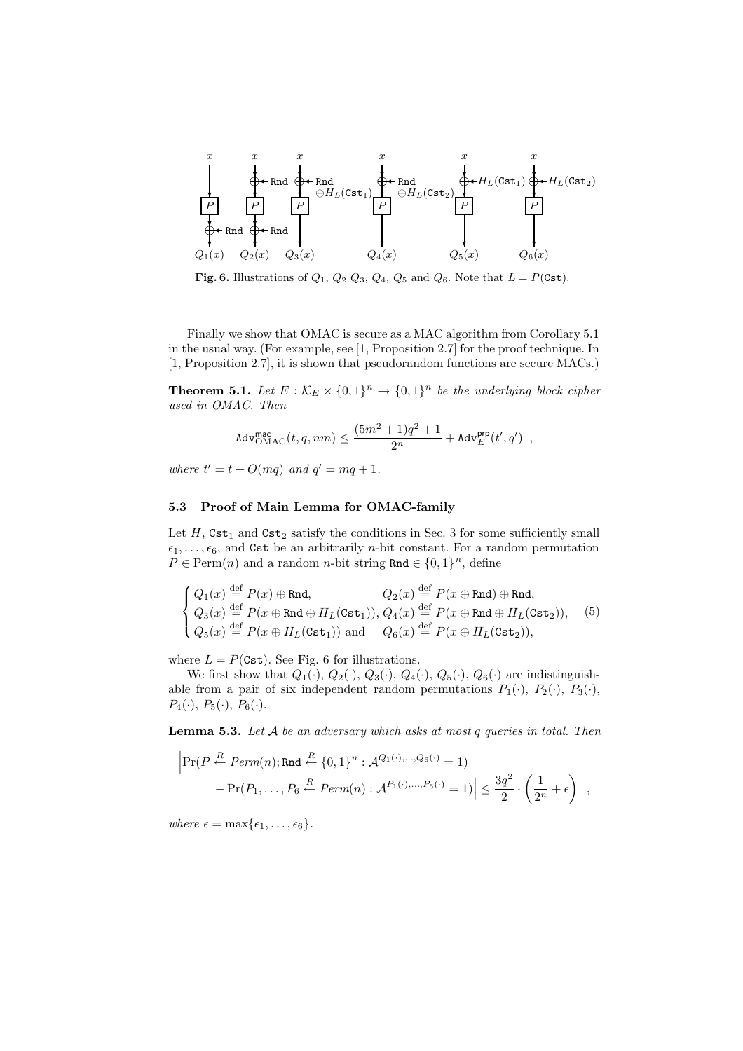**Fig. 6.** Illustrations of $Q_1$, $Q_2$ $Q_3$, $Q_4$, $Q_5$ and $Q_6$. Note that $L = P(\texttt{Cst})$.

Finally we show that OMAC is secure as a MAC algorithm from Corollary 5.1 in the usual way. (For example, see [1, Proposition 2.7] for the proof technique. In [1, Proposition 2.7], it is shown that pseudorandom functions are secure MACs.)

**Theorem 5.1.** *Let $E : \mathcal{K}_E \times \{0,1\}^n \to \{0,1\}^n$ be the underlying block cipher used in OMAC. Then*

$$\mathtt{Adv}^{\mathsf{mac}}_{\mathrm{OMAC}}(t, q, nm) \leq \frac{(5m^2+1)q^2+1}{2^n} + \mathtt{Adv}^{\mathsf{prp}}_{E}(t', q') \ ,$$

*where $t' = t + O(mq)$ and $q' = mq + 1$.*

### 5.3 Proof of Main Lemma for OMAC-family

Let $H$, $\texttt{Cst}_1$ and $\texttt{Cst}_2$ satisfy the conditions in Sec. 3 for some sufficiently small $\epsilon_1, \ldots, \epsilon_6$, and $\texttt{Cst}$ be an arbitrarily $n$-bit constant. For a random permutation $P \in \mathrm{Perm}(n)$ and a random $n$-bit string $\texttt{Rnd} \in \{0,1\}^n$, define

$$\begin{cases} Q_1(x) \stackrel{\mathrm{def}}{=} P(x) \oplus \texttt{Rnd}, & Q_2(x) \stackrel{\mathrm{def}}{=} P(x \oplus \texttt{Rnd}) \oplus \texttt{Rnd}, \\ Q_3(x) \stackrel{\mathrm{def}}{=} P(x \oplus \texttt{Rnd} \oplus H_L(\texttt{Cst}_1)), & Q_4(x) \stackrel{\mathrm{def}}{=} P(x \oplus \texttt{Rnd} \oplus H_L(\texttt{Cst}_2)), \\ Q_5(x) \stackrel{\mathrm{def}}{=} P(x \oplus H_L(\texttt{Cst}_1)) \text{ and} & Q_6(x) \stackrel{\mathrm{def}}{=} P(x \oplus H_L(\texttt{Cst}_2)), \end{cases} \quad (5)$$

where $L = P(\texttt{Cst})$. See Fig. 6 for illustrations.

We first show that $Q_1(\cdot)$, $Q_2(\cdot)$, $Q_3(\cdot)$, $Q_4(\cdot)$, $Q_5(\cdot)$, $Q_6(\cdot)$ are indistinguishable from a pair of six independent random permutations $P_1(\cdot)$, $P_2(\cdot)$, $P_3(\cdot)$, $P_4(\cdot)$, $P_5(\cdot)$, $P_6(\cdot)$.

**Lemma 5.3.** *Let $\mathcal{A}$ be an adversary which asks at most $q$ queries in total. Then*

$$\Big|\Pr(P \stackrel{R}{\leftarrow} \mathit{Perm}(n); \texttt{Rnd} \stackrel{R}{\leftarrow} \{0,1\}^n : \mathcal{A}^{Q_1(\cdot),\ldots,Q_6(\cdot)} = 1) \\ - \Pr(P_1, \ldots, P_6 \stackrel{R}{\leftarrow} \mathit{Perm}(n) : \mathcal{A}^{P_1(\cdot),\ldots,P_6(\cdot)} = 1)\Big| \leq \frac{3q^2}{2} \cdot \left(\frac{1}{2^n} + \epsilon\right) \ ,$$

*where $\epsilon = \max\{\epsilon_1, \ldots, \epsilon_6\}$.*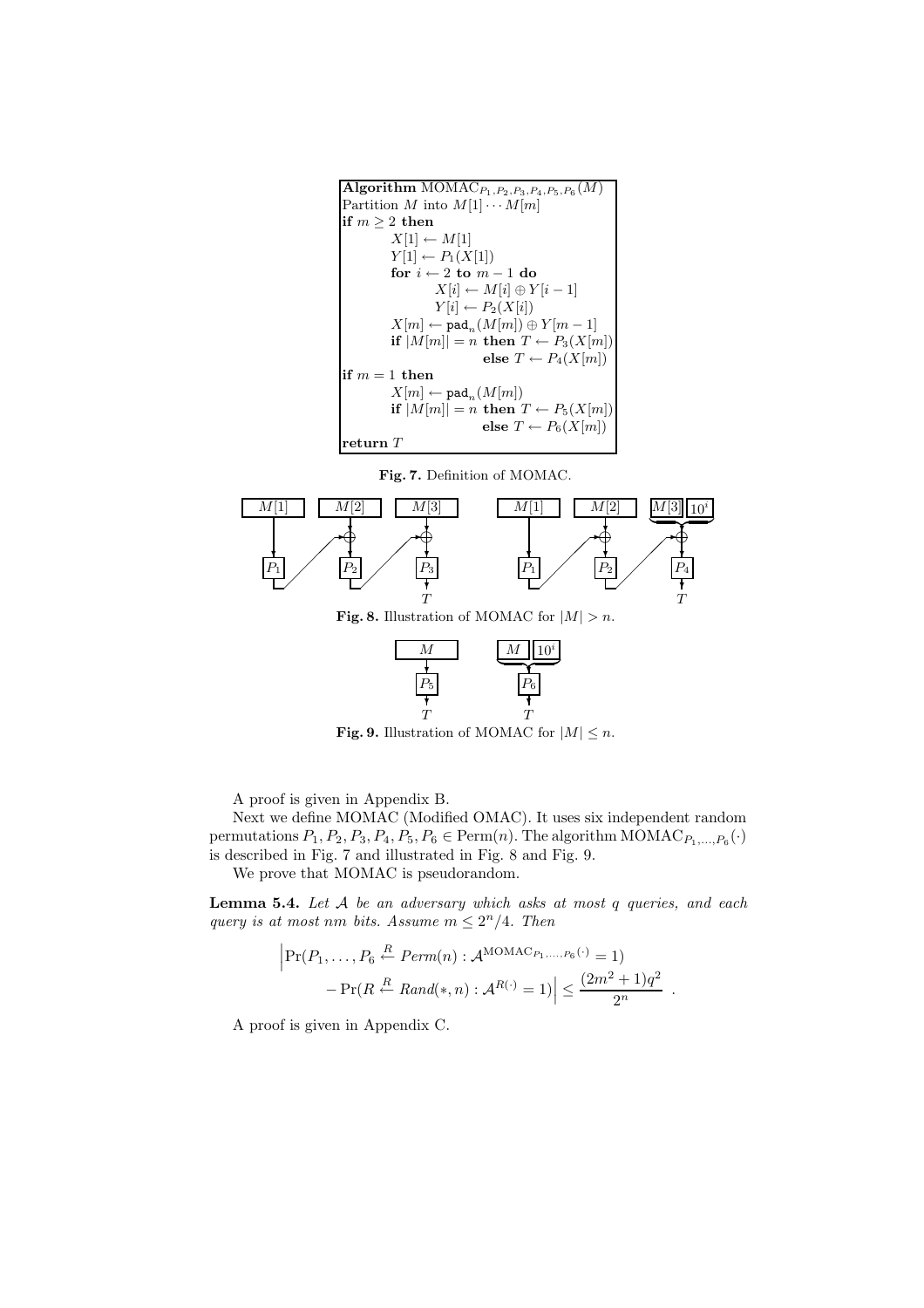```
Algorithm MOMAC_{P1,P2,P3,P4,P5,P6}(M)
Partition M into M[1] ··· M[m]
if m ≥ 2 then
        X[1] ← M[1]
        Y[1] ← P1(X[1])
        for i ← 2 to m − 1 do
                X[i] ← M[i] ⊕ Y[i − 1]
                Y[i] ← P2(X[i])
        X[m] ← pad_n(M[m]) ⊕ Y[m − 1]
        if |M[m]| = n then T ← P3(X[m])
                      else T ← P4(X[m])
if m = 1 then
        X[m] ← pad_n(M[m])
        if |M[m]| = n then T ← P5(X[m])
                      else T ← P6(X[m])
return T
```

**Fig. 7.** Definition of MOMAC.

**Fig. 8.** Illustration of MOMAC for $|M| > n$.

**Fig. 9.** Illustration of MOMAC for $|M| \le n$.

A proof is given in Appendix B.

Next we define MOMAC (Modified OMAC). It uses six independent random permutations $P_1, P_2, P_3, P_4, P_5, P_6 \in \mathrm{Perm}(n)$. The algorithm $\mathrm{MOMAC}_{P_1,\ldots,P_6}(\cdot)$ is described in Fig. 7 and illustrated in Fig. 8 and Fig. 9.

We prove that MOMAC is pseudorandom.

**Lemma 5.4.** *Let $\mathcal{A}$ be an adversary which asks at most $q$ queries, and each query is at most $nm$ bits. Assume $m \le 2^n/4$. Then*

$$\Big| \Pr(P_1, \ldots, P_6 \xleftarrow{R} \mathit{Perm}(n) : \mathcal{A}^{\mathrm{MOMAC}_{P_1,\ldots,P_6}(\cdot)} = 1) - \Pr(R \xleftarrow{R} \mathit{Rand}(*, n) : \mathcal{A}^{R(\cdot)} = 1) \Big| \le \frac{(2m^2+1)q^2}{2^n} \ .$$

A proof is given in Appendix C.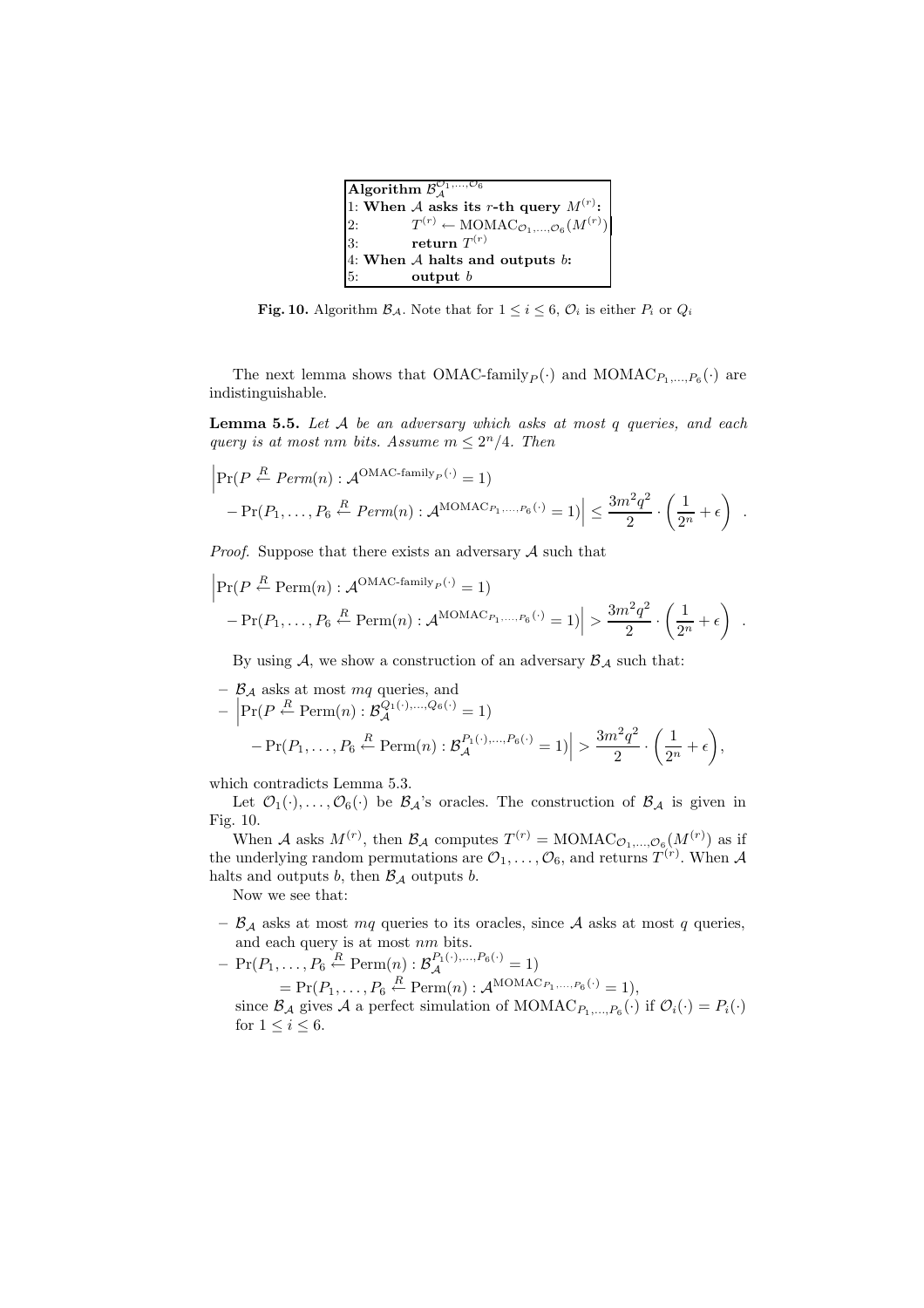```
Algorithm B_A^{O_1,...,O_6}
1: When A asks its r-th query M^(r):
2:       T^(r) ← MOMAC_{O_1,...,O_6}(M^(r))
3:       return T^(r)
4: When A halts and outputs b:
5:       output b
```

**Fig. 10.** Algorithm $\mathcal{B}_{\mathcal{A}}$. Note that for $1 \le i \le 6$, $\mathcal{O}_i$ is either $P_i$ or $Q_i$

The next lemma shows that OMAC-family$_P(\cdot)$ and MOMAC$_{P_1,\ldots,P_6}(\cdot)$ are indistinguishable.

**Lemma 5.5.** *Let $\mathcal{A}$ be an adversary which asks at most $q$ queries, and each query is at most $nm$ bits. Assume $m \le 2^n/4$. Then*

$$\Big|\Pr(P \stackrel{R}{\leftarrow} Perm(n) : \mathcal{A}^{\text{OMAC-family}_P(\cdot)} = 1) - \Pr(P_1, \ldots, P_6 \stackrel{R}{\leftarrow} Perm(n) : \mathcal{A}^{\text{MOMAC}_{P_1,\ldots,P_6}(\cdot)} = 1)\Big| \le \frac{3m^2q^2}{2} \cdot \left(\frac{1}{2^n} + \epsilon\right) .$$

*Proof.* Suppose that there exists an adversary $\mathcal{A}$ such that

$$\Big|\Pr(P \stackrel{R}{\leftarrow} \text{Perm}(n) : \mathcal{A}^{\text{OMAC-family}_P(\cdot)} = 1) - \Pr(P_1, \ldots, P_6 \stackrel{R}{\leftarrow} \text{Perm}(n) : \mathcal{A}^{\text{MOMAC}_{P_1,\ldots,P_6}(\cdot)} = 1)\Big| > \frac{3m^2q^2}{2} \cdot \left(\frac{1}{2^n} + \epsilon\right) .$$

By using $\mathcal{A}$, we show a construction of an adversary $\mathcal{B}_{\mathcal{A}}$ such that:

- $\mathcal{B}_{\mathcal{A}}$ asks at most $mq$ queries, and
- $\Big|\Pr(P \stackrel{R}{\leftarrow} \text{Perm}(n) : \mathcal{B}_{\mathcal{A}}^{Q_1(\cdot),\ldots,Q_6(\cdot)} = 1) - \Pr(P_1, \ldots, P_6 \stackrel{R}{\leftarrow} \text{Perm}(n) : \mathcal{B}_{\mathcal{A}}^{P_1(\cdot),\ldots,P_6(\cdot)} = 1)\Big| > \dfrac{3m^2q^2}{2} \cdot \left(\dfrac{1}{2^n} + \epsilon\right)$,

which contradicts Lemma 5.3.

Let $\mathcal{O}_1(\cdot), \ldots, \mathcal{O}_6(\cdot)$ be $\mathcal{B}_{\mathcal{A}}$'s oracles. The construction of $\mathcal{B}_{\mathcal{A}}$ is given in Fig. 10.

When $\mathcal{A}$ asks $M^{(r)}$, then $\mathcal{B}_{\mathcal{A}}$ computes $T^{(r)} = \text{MOMAC}_{\mathcal{O}_1,\ldots,\mathcal{O}_6}(M^{(r)})$ as if the underlying random permutations are $\mathcal{O}_1, \ldots, \mathcal{O}_6$, and returns $T^{(r)}$. When $\mathcal{A}$ halts and outputs $b$, then $\mathcal{B}_{\mathcal{A}}$ outputs $b$.

Now we see that:

- $\mathcal{B}_{\mathcal{A}}$ asks at most $mq$ queries to its oracles, since $\mathcal{A}$ asks at most $q$ queries, and each query is at most $nm$ bits.
- $\Pr(P_1, \ldots, P_6 \stackrel{R}{\leftarrow} \text{Perm}(n) : \mathcal{B}_{\mathcal{A}}^{P_1(\cdot),\ldots,P_6(\cdot)} = 1)$
  $= \Pr(P_1, \ldots, P_6 \stackrel{R}{\leftarrow} \text{Perm}(n) : \mathcal{A}^{\text{MOMAC}_{P_1,\ldots,P_6}(\cdot)} = 1)$,
  since $\mathcal{B}_{\mathcal{A}}$ gives $\mathcal{A}$ a perfect simulation of $\text{MOMAC}_{P_1,\ldots,P_6}(\cdot)$ if $\mathcal{O}_i(\cdot) = P_i(\cdot)$ for $1 \le i \le 6$.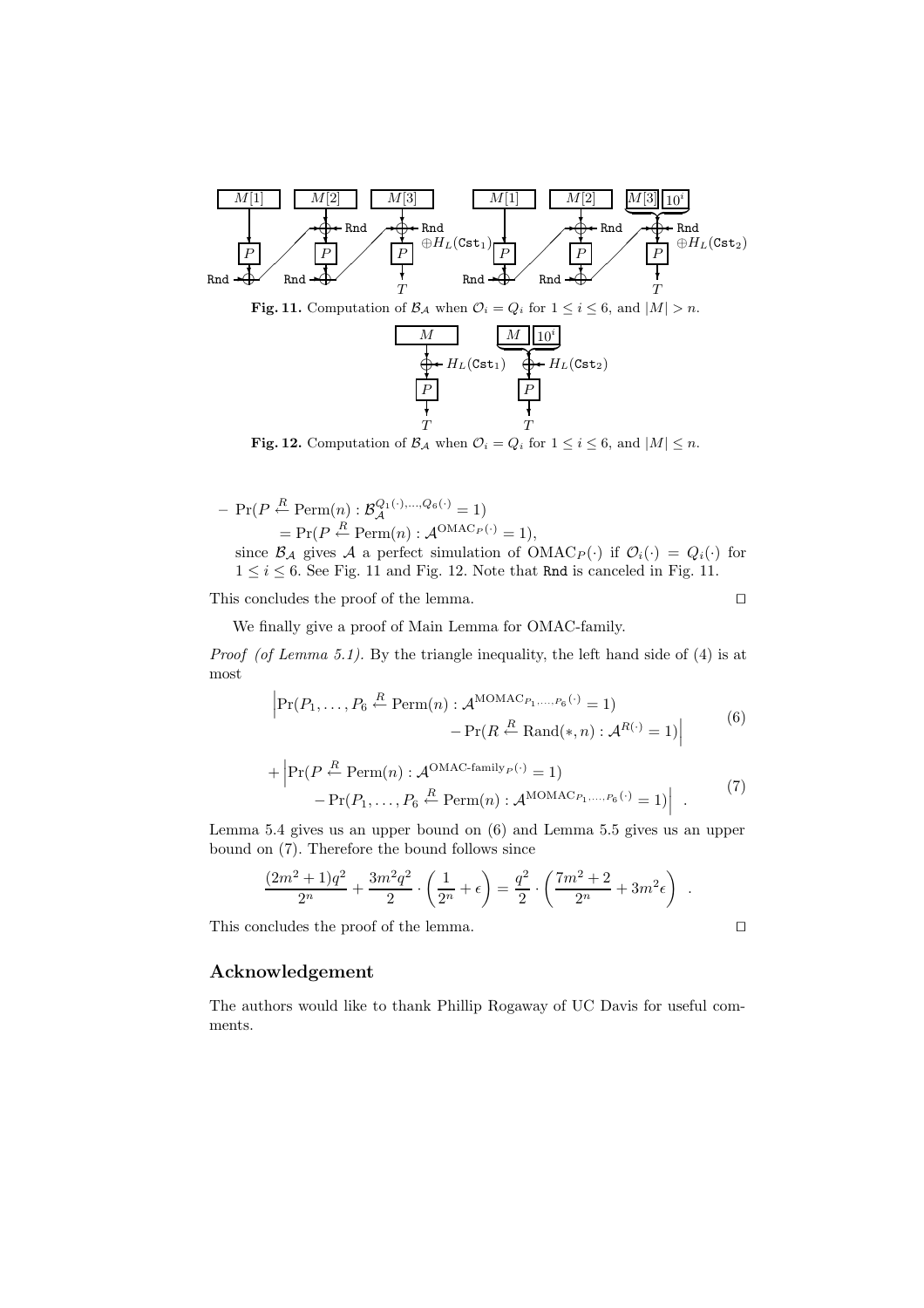**Fig. 11.** Computation of $\mathcal{B}_\mathcal{A}$ when $\mathcal{O}_i = Q_i$ for $1 \le i \le 6$, and $|M| > n$.

**Fig. 12.** Computation of $\mathcal{B}_\mathcal{A}$ when $\mathcal{O}_i = Q_i$ for $1 \le i \le 6$, and $|M| \le n$.

– $\Pr(P \stackrel{R}{\leftarrow} \mathrm{Perm}(n) : \mathcal{B}_\mathcal{A}^{Q_1(\cdot),\ldots,Q_6(\cdot)} = 1)$
$= \Pr(P \stackrel{R}{\leftarrow} \mathrm{Perm}(n) : \mathcal{A}^{\mathrm{OMAC}_P(\cdot)} = 1)$,
since $\mathcal{B}_\mathcal{A}$ gives $\mathcal{A}$ a perfect simulation of $\mathrm{OMAC}_P(\cdot)$ if $\mathcal{O}_i(\cdot) = Q_i(\cdot)$ for $1 \le i \le 6$. See Fig. 11 and Fig. 12. Note that Rnd is canceled in Fig. 11.

This concludes the proof of the lemma. □

We finally give a proof of Main Lemma for OMAC-family.

*Proof (of Lemma 5.1).* By the triangle inequality, the left hand side of (4) is at most

$$\left|\Pr(P_1,\ldots,P_6 \stackrel{R}{\leftarrow} \mathrm{Perm}(n) : \mathcal{A}^{\mathrm{MOMAC}_{P_1,\ldots,P_6}(\cdot)} = 1) - \Pr(R \stackrel{R}{\leftarrow} \mathrm{Rand}(*,n) : \mathcal{A}^{R(\cdot)} = 1)\right| \tag{6}$$

$$+ \left|\Pr(P \stackrel{R}{\leftarrow} \mathrm{Perm}(n) : \mathcal{A}^{\text{OMAC-family}_P(\cdot)} = 1) - \Pr(P_1,\ldots,P_6 \stackrel{R}{\leftarrow} \mathrm{Perm}(n) : \mathcal{A}^{\mathrm{MOMAC}_{P_1,\ldots,P_6}(\cdot)} = 1)\right| \ . \tag{7}$$

Lemma 5.4 gives us an upper bound on (6) and Lemma 5.5 gives us an upper bound on (7). Therefore the bound follows since

$$\frac{(2m^2+1)q^2}{2^n} + \frac{3m^2q^2}{2} \cdot \left(\frac{1}{2^n} + \epsilon\right) = \frac{q^2}{2} \cdot \left(\frac{7m^2+2}{2^n} + 3m^2\epsilon\right) \ .$$

This concludes the proof of the lemma. □

## Acknowledgement

The authors would like to thank Phillip Rogaway of UC Davis for useful comments.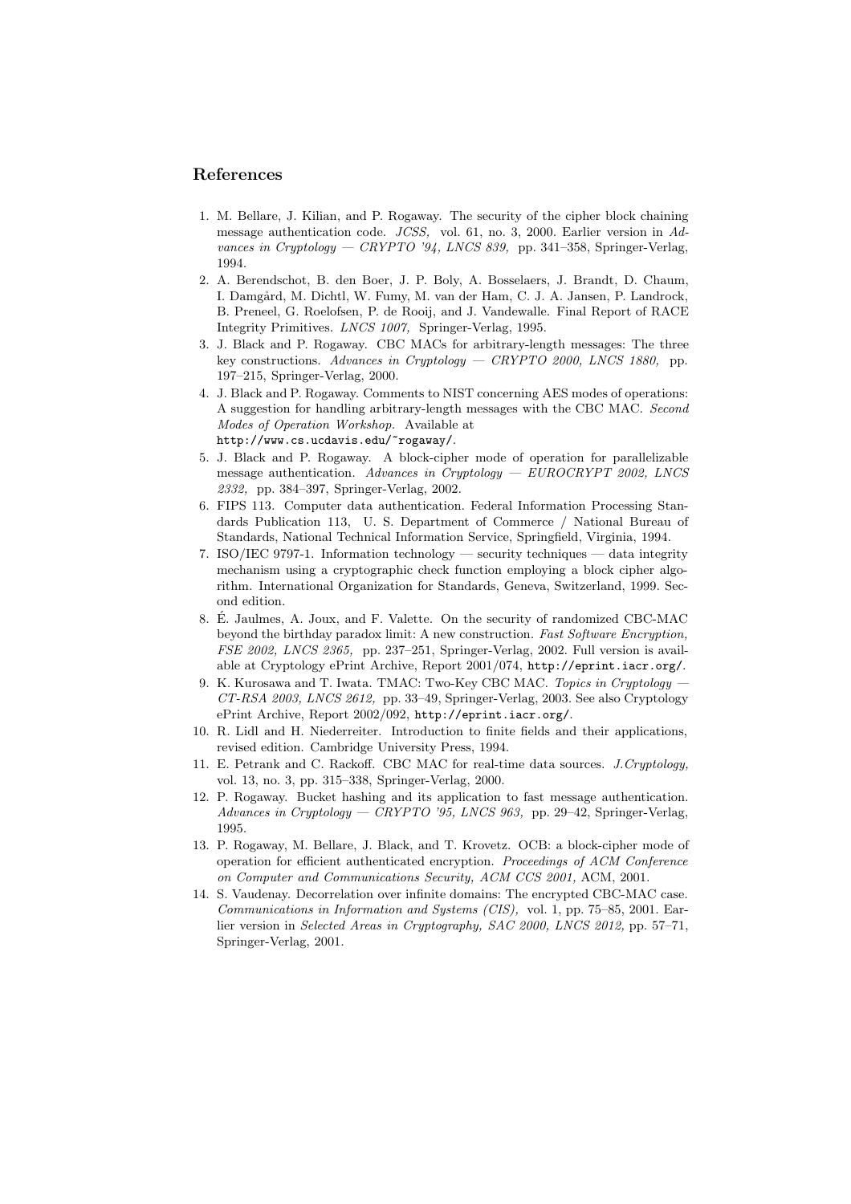## References

1. M. Bellare, J. Kilian, and P. Rogaway. The security of the cipher block chaining message authentication code. *JCSS,* vol. 61, no. 3, 2000. Earlier version in *Advances in Cryptology — CRYPTO '94, LNCS 839,* pp. 341–358, Springer-Verlag, 1994.
2. A. Berendschot, B. den Boer, J. P. Boly, A. Bosselaers, J. Brandt, D. Chaum, I. Damgård, M. Dichtl, W. Fumy, M. van der Ham, C. J. A. Jansen, P. Landrock, B. Preneel, G. Roelofsen, P. de Rooij, and J. Vandewalle. Final Report of RACE Integrity Primitives. *LNCS 1007,* Springer-Verlag, 1995.
3. J. Black and P. Rogaway. CBC MACs for arbitrary-length messages: The three key constructions. *Advances in Cryptology — CRYPTO 2000, LNCS 1880,* pp. 197–215, Springer-Verlag, 2000.
4. J. Black and P. Rogaway. Comments to NIST concerning AES modes of operations: A suggestion for handling arbitrary-length messages with the CBC MAC. *Second Modes of Operation Workshop.* Available at `http://www.cs.ucdavis.edu/~rogaway/`.
5. J. Black and P. Rogaway. A block-cipher mode of operation for parallelizable message authentication. *Advances in Cryptology — EUROCRYPT 2002, LNCS 2332,* pp. 384–397, Springer-Verlag, 2002.
6. FIPS 113. Computer data authentication. Federal Information Processing Standards Publication 113, U. S. Department of Commerce / National Bureau of Standards, National Technical Information Service, Springfield, Virginia, 1994.
7. ISO/IEC 9797-1. Information technology — security techniques — data integrity mechanism using a cryptographic check function employing a block cipher algorithm. International Organization for Standards, Geneva, Switzerland, 1999. Second edition.
8. É. Jaulmes, A. Joux, and F. Valette. On the security of randomized CBC-MAC beyond the birthday paradox limit: A new construction. *Fast Software Encryption, FSE 2002, LNCS 2365,* pp. 237–251, Springer-Verlag, 2002. Full version is available at Cryptology ePrint Archive, Report 2001/074, `http://eprint.iacr.org/`.
9. K. Kurosawa and T. Iwata. TMAC: Two-Key CBC MAC. *Topics in Cryptology — CT-RSA 2003, LNCS 2612,* pp. 33–49, Springer-Verlag, 2003. See also Cryptology ePrint Archive, Report 2002/092, `http://eprint.iacr.org/`.
10. R. Lidl and H. Niederreiter. Introduction to finite fields and their applications, revised edition. Cambridge University Press, 1994.
11. E. Petrank and C. Rackoff. CBC MAC for real-time data sources. *J.Cryptology,* vol. 13, no. 3, pp. 315–338, Springer-Verlag, 2000.
12. P. Rogaway. Bucket hashing and its application to fast message authentication. *Advances in Cryptology — CRYPTO '95, LNCS 963,* pp. 29–42, Springer-Verlag, 1995.
13. P. Rogaway, M. Bellare, J. Black, and T. Krovetz. OCB: a block-cipher mode of operation for efficient authenticated encryption. *Proceedings of ACM Conference on Computer and Communications Security, ACM CCS 2001,* ACM, 2001.
14. S. Vaudenay. Decorrelation over infinite domains: The encrypted CBC-MAC case. *Communications in Information and Systems (CIS),* vol. 1, pp. 75–85, 2001. Earlier version in *Selected Areas in Cryptography, SAC 2000, LNCS 2012,* pp. 57–71, Springer-Verlag, 2001.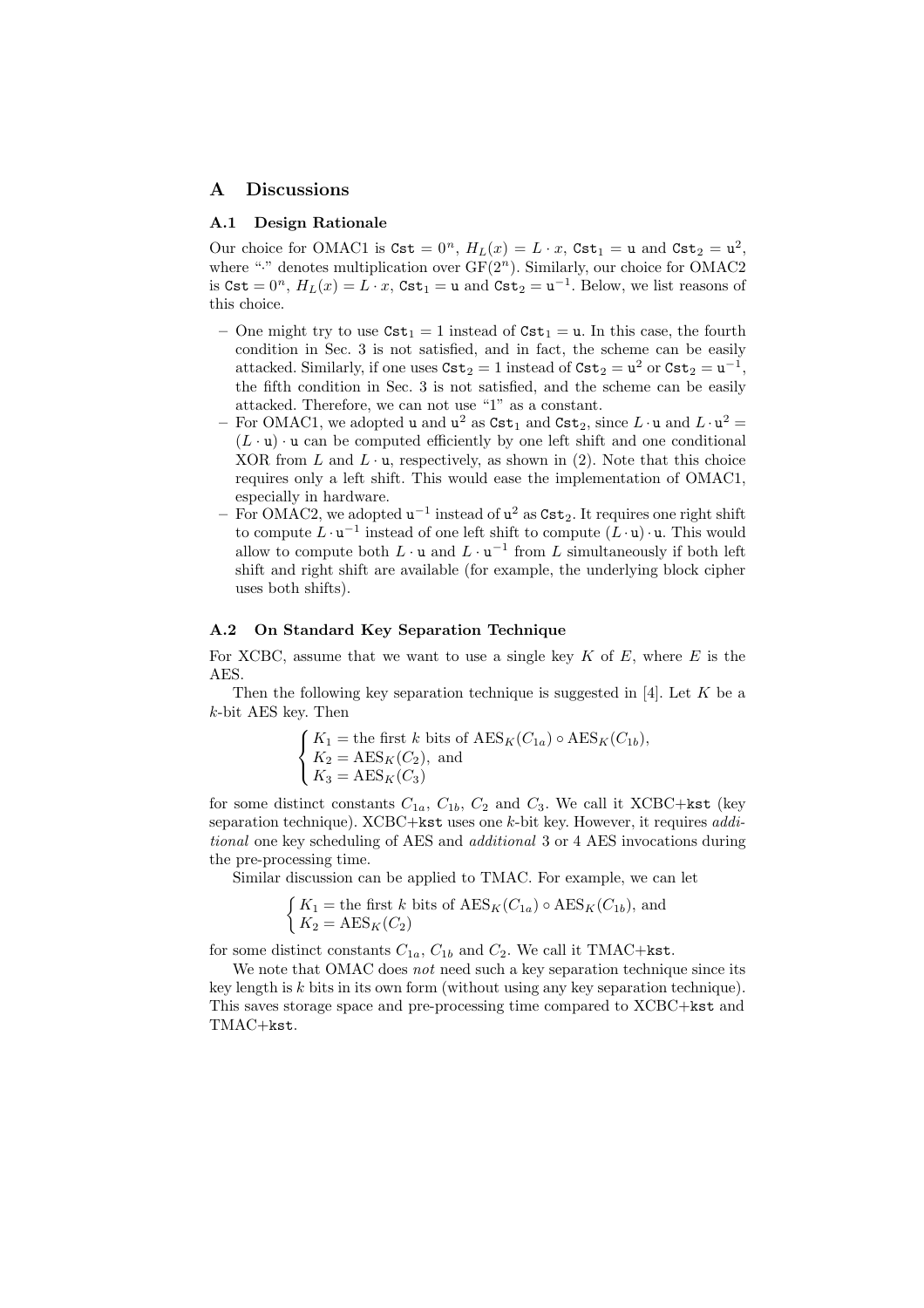## A Discussions

### A.1 Design Rationale

Our choice for OMAC1 is $\mathtt{Cst} = 0^n$, $H_L(x) = L \cdot x$, $\mathtt{Cst}_1 = \mathtt{u}$ and $\mathtt{Cst}_2 = \mathtt{u}^2$, where "$\cdot$" denotes multiplication over $\mathrm{GF}(2^n)$. Similarly, our choice for OMAC2 is $\mathtt{Cst} = 0^n$, $H_L(x) = L \cdot x$, $\mathtt{Cst}_1 = \mathtt{u}$ and $\mathtt{Cst}_2 = \mathtt{u}^{-1}$. Below, we list reasons of this choice.

- One might try to use $\mathtt{Cst}_1 = 1$ instead of $\mathtt{Cst}_1 = \mathtt{u}$. In this case, the fourth condition in Sec. 3 is not satisfied, and in fact, the scheme can be easily attacked. Similarly, if one uses $\mathtt{Cst}_2 = 1$ instead of $\mathtt{Cst}_2 = \mathtt{u}^2$ or $\mathtt{Cst}_2 = \mathtt{u}^{-1}$, the fifth condition in Sec. 3 is not satisfied, and the scheme can be easily attacked. Therefore, we can not use "1" as a constant.
- For OMAC1, we adopted $\mathtt{u}$ and $\mathtt{u}^2$ as $\mathtt{Cst}_1$ and $\mathtt{Cst}_2$, since $L \cdot \mathtt{u}$ and $L \cdot \mathtt{u}^2 = (L \cdot \mathtt{u}) \cdot \mathtt{u}$ can be computed efficiently by one left shift and one conditional XOR from $L$ and $L \cdot \mathtt{u}$, respectively, as shown in (2). Note that this choice requires only a left shift. This would ease the implementation of OMAC1, especially in hardware.
- For OMAC2, we adopted $\mathtt{u}^{-1}$ instead of $\mathtt{u}^2$ as $\mathtt{Cst}_2$. It requires one right shift to compute $L \cdot \mathtt{u}^{-1}$ instead of one left shift to compute $(L \cdot \mathtt{u}) \cdot \mathtt{u}$. This would allow to compute both $L \cdot \mathtt{u}$ and $L \cdot \mathtt{u}^{-1}$ from $L$ simultaneously if both left shift and right shift are available (for example, the underlying block cipher uses both shifts).

### A.2 On Standard Key Separation Technique

For XCBC, assume that we want to use a single key $K$ of $E$, where $E$ is the AES.

Then the following key separation technique is suggested in [4]. Let $K$ be a $k$-bit AES key. Then

$$\begin{cases} K_1 = \text{the first } k \text{ bits of } \mathrm{AES}_K(C_{1a}) \circ \mathrm{AES}_K(C_{1b}), \\ K_2 = \mathrm{AES}_K(C_2), \text{ and} \\ K_3 = \mathrm{AES}_K(C_3) \end{cases}$$

for some distinct constants $C_{1a}$, $C_{1b}$, $C_2$ and $C_3$. We call it XCBC+kst (key separation technique). XCBC+kst uses one $k$-bit key. However, it requires *additional* one key scheduling of AES and *additional* 3 or 4 AES invocations during the pre-processing time.

Similar discussion can be applied to TMAC. For example, we can let

$$\begin{cases} K_1 = \text{the first } k \text{ bits of } \mathrm{AES}_K(C_{1a}) \circ \mathrm{AES}_K(C_{1b}), \text{ and} \\ K_2 = \mathrm{AES}_K(C_2) \end{cases}$$

for some distinct constants $C_{1a}$, $C_{1b}$ and $C_2$. We call it TMAC+kst.

We note that OMAC does *not* need such a key separation technique since its key length is $k$ bits in its own form (without using any key separation technique). This saves storage space and pre-processing time compared to XCBC+kst and TMAC+kst.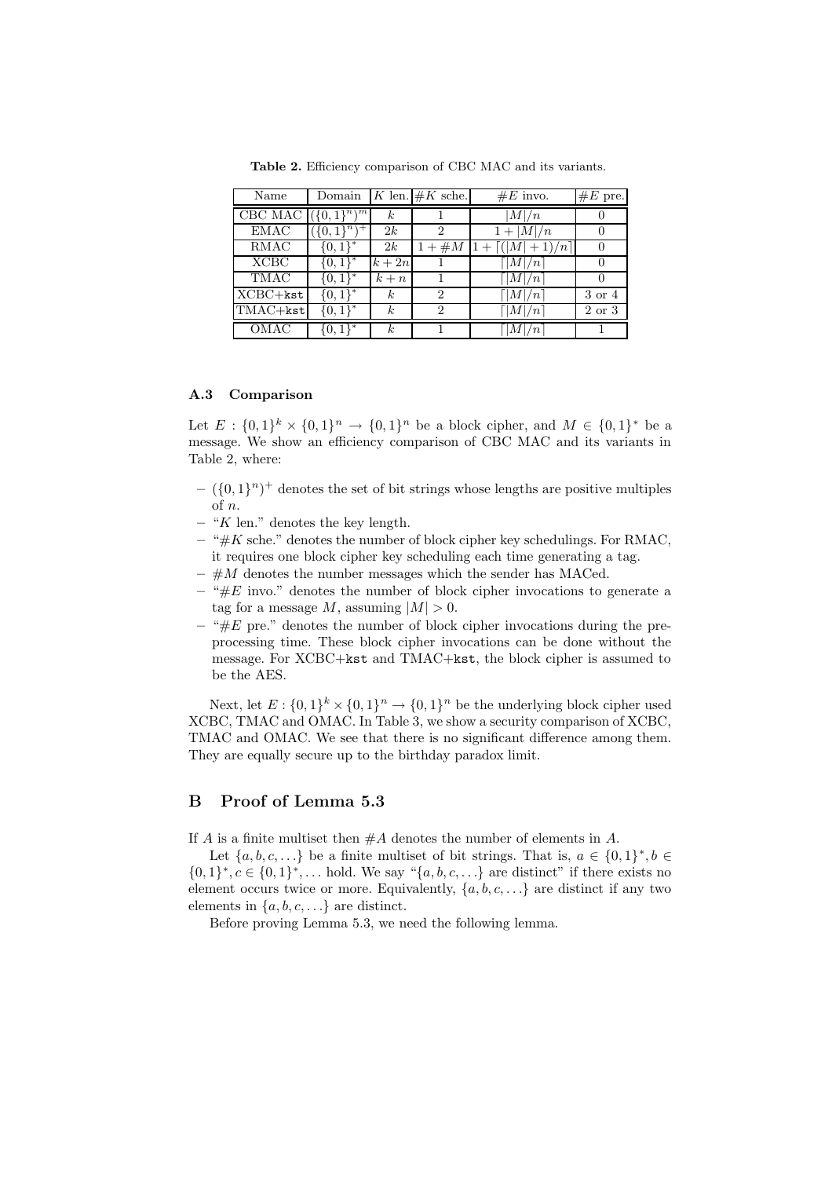**Table 2.** Efficiency comparison of CBC MAC and its variants.

| Name | Domain | $K$ len. | $\#K$ sche. | $\#E$ invo. | $\#E$ pre. |
|---|---|---|---|---|---|
| CBC MAC | $(\{0,1\}^n)^m$ | $k$ | 1 | $\lvert M\rvert/n$ | 0 |
| EMAC | $(\{0,1\}^n)^+$ | $2k$ | 2 | $1+\lvert M\rvert/n$ | 0 |
| RMAC | $\{0,1\}^*$ | $2k$ | $1+\#M$ | $1+\lceil(\lvert M\rvert+1)/n\rceil$ | 0 |
| XCBC | $\{0,1\}^*$ | $k+2n$ | 1 | $\lceil\lvert M\rvert/n\rceil$ | 0 |
| TMAC | $\{0,1\}^*$ | $k+n$ | 1 | $\lceil\lvert M\rvert/n\rceil$ | 0 |
| XCBC+`kst` | $\{0,1\}^*$ | $k$ | 2 | $\lceil\lvert M\rvert/n\rceil$ | 3 or 4 |
| TMAC+`kst` | $\{0,1\}^*$ | $k$ | 2 | $\lceil\lvert M\rvert/n\rceil$ | 2 or 3 |
| OMAC | $\{0,1\}^*$ | $k$ | 1 | $\lceil\lvert M\rvert/n\rceil$ | 1 |

### A.3 Comparison

Let $E : \{0,1\}^k \times \{0,1\}^n \to \{0,1\}^n$ be a block cipher, and $M \in \{0,1\}^*$ be a message. We show an efficiency comparison of CBC MAC and its variants in Table 2, where:

- $(\{0,1\}^n)^+$ denotes the set of bit strings whose lengths are positive multiples of $n$.
- "$K$ len." denotes the key length.
- "$\#K$ sche." denotes the number of block cipher key schedulings. For RMAC, it requires one block cipher key scheduling each time generating a tag.
- $\#M$ denotes the number messages which the sender has MACed.
- "$\#E$ invo." denotes the number of block cipher invocations to generate a tag for a message $M$, assuming $|M| > 0$.
- "$\#E$ pre." denotes the number of block cipher invocations during the pre-processing time. These block cipher invocations can be done without the message. For XCBC+`kst` and TMAC+`kst`, the block cipher is assumed to be the AES.

Next, let $E : \{0,1\}^k \times \{0,1\}^n \to \{0,1\}^n$ be the underlying block cipher used XCBC, TMAC and OMAC. In Table 3, we show a security comparison of XCBC, TMAC and OMAC. We see that there is no significant difference among them. They are equally secure up to the birthday paradox limit.

## B Proof of Lemma 5.3

If $A$ is a finite multiset then $\#A$ denotes the number of elements in $A$.

Let $\{a, b, c, \ldots\}$ be a finite multiset of bit strings. That is, $a \in \{0,1\}^*, b \in \{0,1\}^*, c \in \{0,1\}^*, \ldots$ hold. We say "$\{a, b, c, \ldots\}$ are distinct" if there exists no element occurs twice or more. Equivalently, $\{a, b, c, \ldots\}$ are distinct if any two elements in $\{a, b, c, \ldots\}$ are distinct.

Before proving Lemma 5.3, we need the following lemma.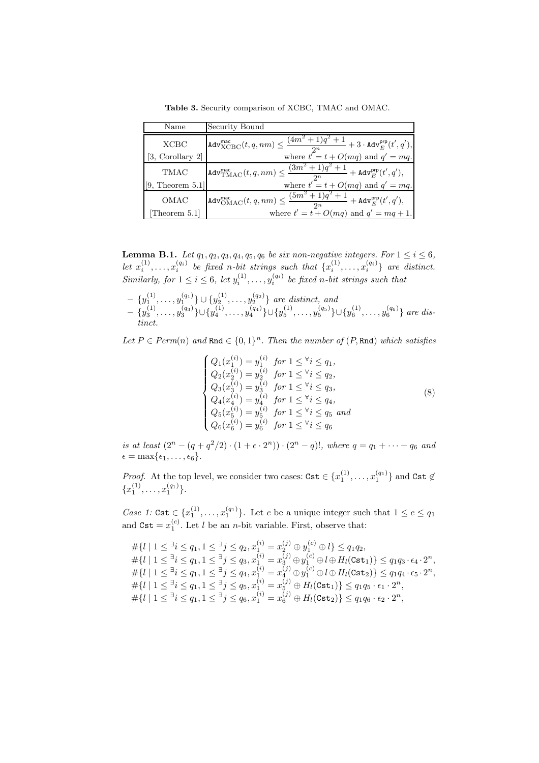**Table 3.** Security comparison of XCBC, TMAC and OMAC.

| Name | Security Bound |
|---|---|
| XCBC [3, Corollary 2] | $\mathtt{Adv}^{\mathsf{mac}}_{\mathrm{XCBC}}(t,q,nm) \le \dfrac{(4m^2+1)q^2+1}{2^n} + 3\cdot \mathtt{Adv}^{\mathsf{prp}}_{E}(t',q')$, where $t' = t + O(mq)$ and $q' = mq$. |
| TMAC [9, Theorem 5.1] | $\mathtt{Adv}^{\mathsf{mac}}_{\mathrm{TMAC}}(t,q,nm) \le \dfrac{(3m^2+1)q^2+1}{2^n} + \mathtt{Adv}^{\mathsf{prp}}_{E}(t',q')$, where $t' = t + O(mq)$ and $q' = mq$. |
| OMAC [Theorem 5.1] | $\mathtt{Adv}^{\mathsf{mac}}_{\mathrm{OMAC}}(t,q,nm) \le \dfrac{(5m^2+1)q^2+1}{2^n} + \mathtt{Adv}^{\mathsf{prp}}_{E}(t',q')$, where $t' = t + O(mq)$ and $q' = mq+1$. |

**Lemma B.1.** *Let $q_1, q_2, q_3, q_4, q_5, q_6$ be six non-negative integers. For $1 \le i \le 6$, let $x_i^{(1)}, \ldots, x_i^{(q_i)}$ be fixed $n$-bit strings such that $\{x_i^{(1)}, \ldots, x_i^{(q_i)}\}$ are distinct. Similarly, for $1 \le i \le 6$, let $y_i^{(1)}, \ldots, y_i^{(q_i)}$ be fixed $n$-bit strings such that*

- *$\{y_1^{(1)}, \ldots, y_1^{(q_1)}\} \cup \{y_2^{(1)}, \ldots, y_2^{(q_2)}\}$ are distinct, and*
- *$\{y_3^{(1)}, \ldots, y_3^{(q_3)}\} \cup \{y_4^{(1)}, \ldots, y_4^{(q_4)}\} \cup \{y_5^{(1)}, \ldots, y_5^{(q_5)}\} \cup \{y_6^{(1)}, \ldots, y_6^{(q_6)}\}$ are distinct.*

*Let $P \in Perm(n)$ and $\mathtt{Rnd} \in \{0,1\}^n$. Then the number of $(P, \mathtt{Rnd})$ which satisfies*

$$\begin{cases} Q_1(x_1^{(i)}) = y_1^{(i)} & \text{for } 1 \le {}^\forall i \le q_1, \\ Q_2(x_2^{(i)}) = y_2^{(i)} & \text{for } 1 \le {}^\forall i \le q_2, \\ Q_3(x_3^{(i)}) = y_3^{(i)} & \text{for } 1 \le {}^\forall i \le q_3, \\ Q_4(x_4^{(i)}) = y_4^{(i)} & \text{for } 1 \le {}^\forall i \le q_4, \\ Q_5(x_5^{(i)}) = y_5^{(i)} & \text{for } 1 \le {}^\forall i \le q_5 \text{ and} \\ Q_6(x_6^{(i)}) = y_6^{(i)} & \text{for } 1 \le {}^\forall i \le q_6 \end{cases} \tag{8}$$

*is at least $(2^n - (q + q^2/2) \cdot (1 + \epsilon \cdot 2^n)) \cdot (2^n - q)!$, where $q = q_1 + \cdots + q_6$ and $\epsilon = \max\{\epsilon_1, \ldots, \epsilon_6\}$.*

*Proof.* At the top level, we consider two cases: $\mathtt{Cst} \in \{x_1^{(1)}, \ldots, x_1^{(q_1)}\}$ and $\mathtt{Cst} \notin \{x_1^{(1)}, \ldots, x_1^{(q_1)}\}$.

*Case 1:* $\mathtt{Cst} \in \{x_1^{(1)}, \ldots, x_1^{(q_1)}\}$. Let $c$ be a unique integer such that $1 \le c \le q_1$ and $\mathtt{Cst} = x_1^{(c)}$. Let $l$ be an $n$-bit variable. First, observe that:

$$\#\{l \mid 1 \le {}^\exists i \le q_1, 1 \le {}^\exists j \le q_2, x_1^{(i)} = x_2^{(j)} \oplus y_1^{(c)} \oplus l\} \le q_1 q_2,$$
$$\#\{l \mid 1 \le {}^\exists i \le q_1, 1 \le {}^\exists j \le q_3, x_1^{(i)} = x_3^{(j)} \oplus y_1^{(c)} \oplus l \oplus H_l(\mathtt{Cst}_1)\} \le q_1 q_3 \cdot \epsilon_4 \cdot 2^n,$$
$$\#\{l \mid 1 \le {}^\exists i \le q_1, 1 \le {}^\exists j \le q_4, x_1^{(i)} = x_4^{(j)} \oplus y_1^{(c)} \oplus l \oplus H_l(\mathtt{Cst}_2)\} \le q_1 q_4 \cdot \epsilon_5 \cdot 2^n,$$
$$\#\{l \mid 1 \le {}^\exists i \le q_1, 1 \le {}^\exists j \le q_5, x_1^{(i)} = x_5^{(j)} \oplus H_l(\mathtt{Cst}_1)\} \le q_1 q_5 \cdot \epsilon_1 \cdot 2^n,$$
$$\#\{l \mid 1 \le {}^\exists i \le q_1, 1 \le {}^\exists j \le q_6, x_1^{(i)} = x_6^{(j)} \oplus H_l(\mathtt{Cst}_2)\} \le q_1 q_6 \cdot \epsilon_2 \cdot 2^n,$$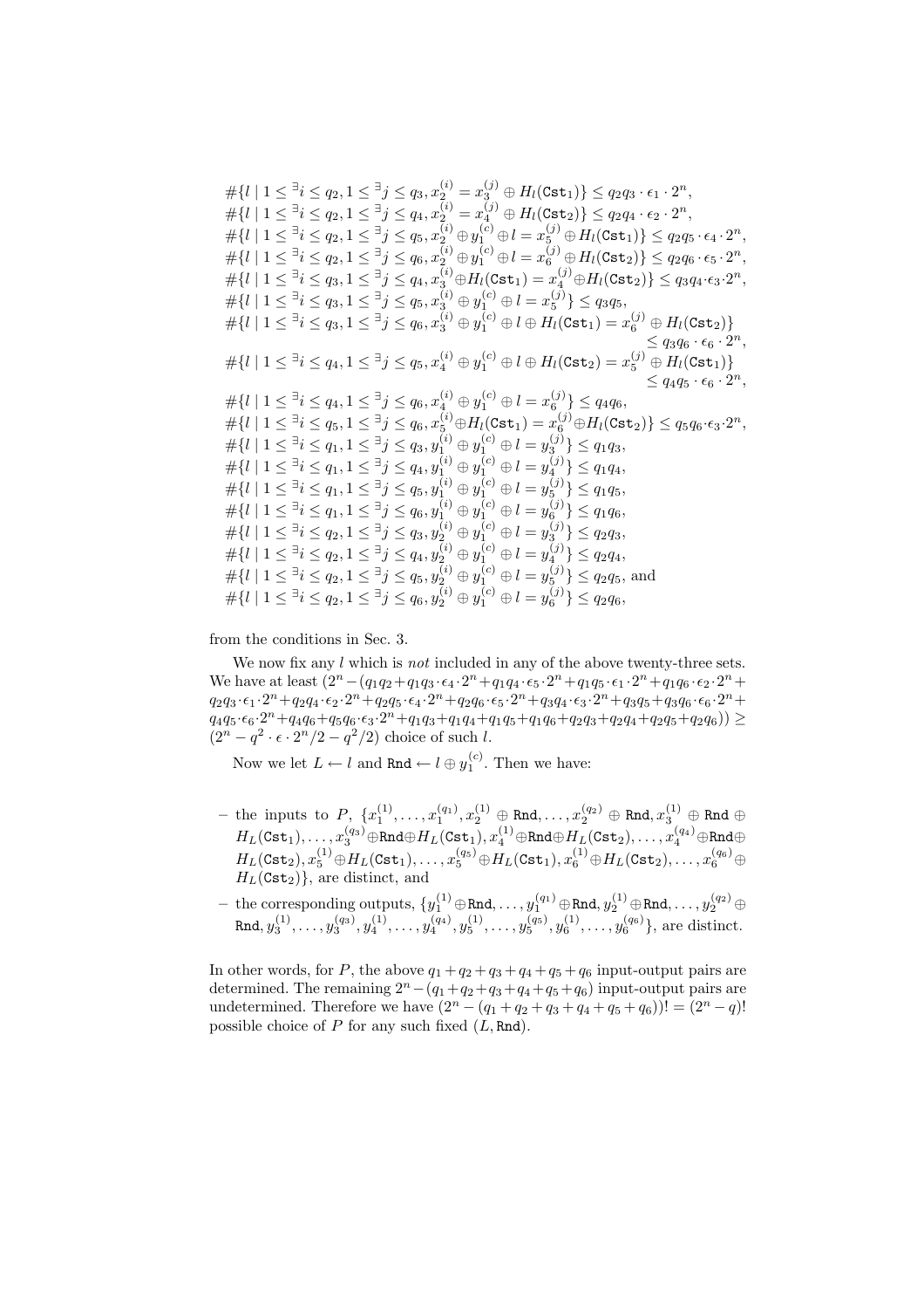$$\#\{l \mid 1 \le {}^{\exists} i \le q_2, 1 \le {}^{\exists} j \le q_3, x_2^{(i)} = x_3^{(j)} \oplus H_l(\mathtt{Cst}_1)\} \le q_2 q_3 \cdot \epsilon_1 \cdot 2^n,$$
$$\#\{l \mid 1 \le {}^{\exists} i \le q_2, 1 \le {}^{\exists} j \le q_4, x_2^{(i)} = x_4^{(j)} \oplus H_l(\mathtt{Cst}_2)\} \le q_2 q_4 \cdot \epsilon_2 \cdot 2^n,$$
$$\#\{l \mid 1 \le {}^{\exists} i \le q_2, 1 \le {}^{\exists} j \le q_5, x_2^{(i)} \oplus y_1^{(c)} \oplus l = x_5^{(j)} \oplus H_l(\mathtt{Cst}_1)\} \le q_2 q_5 \cdot \epsilon_4 \cdot 2^n,$$
$$\#\{l \mid 1 \le {}^{\exists} i \le q_2, 1 \le {}^{\exists} j \le q_6, x_2^{(i)} \oplus y_1^{(c)} \oplus l = x_6^{(j)} \oplus H_l(\mathtt{Cst}_2)\} \le q_2 q_6 \cdot \epsilon_5 \cdot 2^n,$$
$$\#\{l \mid 1 \le {}^{\exists} i \le q_3, 1 \le {}^{\exists} j \le q_4, x_3^{(i)} \oplus H_l(\mathtt{Cst}_1) = x_4^{(j)} \oplus H_l(\mathtt{Cst}_2)\} \le q_3 q_4 \cdot \epsilon_3 \cdot 2^n,$$
$$\#\{l \mid 1 \le {}^{\exists} i \le q_3, 1 \le {}^{\exists} j \le q_5, x_3^{(i)} \oplus y_1^{(c)} \oplus l = x_5^{(j)}\} \le q_3 q_5,$$
$$\#\{l \mid 1 \le {}^{\exists} i \le q_3, 1 \le {}^{\exists} j \le q_6, x_3^{(i)} \oplus y_1^{(c)} \oplus l \oplus H_l(\mathtt{Cst}_1) = x_6^{(j)} \oplus H_l(\mathtt{Cst}_2)\} \le q_3 q_6 \cdot \epsilon_6 \cdot 2^n,$$
$$\#\{l \mid 1 \le {}^{\exists} i \le q_4, 1 \le {}^{\exists} j \le q_5, x_4^{(i)} \oplus y_1^{(c)} \oplus l \oplus H_l(\mathtt{Cst}_2) = x_5^{(j)} \oplus H_l(\mathtt{Cst}_1)\} \le q_4 q_5 \cdot \epsilon_6 \cdot 2^n,$$
$$\#\{l \mid 1 \le {}^{\exists} i \le q_4, 1 \le {}^{\exists} j \le q_6, x_4^{(i)} \oplus y_1^{(c)} \oplus l = x_6^{(j)}\} \le q_4 q_6,$$
$$\#\{l \mid 1 \le {}^{\exists} i \le q_5, 1 \le {}^{\exists} j \le q_6, x_5^{(i)} \oplus H_l(\mathtt{Cst}_1) = x_6^{(j)} \oplus H_l(\mathtt{Cst}_2)\} \le q_5 q_6 \cdot \epsilon_3 \cdot 2^n,$$
$$\#\{l \mid 1 \le {}^{\exists} i \le q_1, 1 \le {}^{\exists} j \le q_3, y_1^{(i)} \oplus y_1^{(c)} \oplus l = y_3^{(j)}\} \le q_1 q_3,$$
$$\#\{l \mid 1 \le {}^{\exists} i \le q_1, 1 \le {}^{\exists} j \le q_4, y_1^{(i)} \oplus y_1^{(c)} \oplus l = y_4^{(j)}\} \le q_1 q_4,$$
$$\#\{l \mid 1 \le {}^{\exists} i \le q_1, 1 \le {}^{\exists} j \le q_5, y_1^{(i)} \oplus y_1^{(c)} \oplus l = y_5^{(j)}\} \le q_1 q_5,$$
$$\#\{l \mid 1 \le {}^{\exists} i \le q_1, 1 \le {}^{\exists} j \le q_6, y_1^{(i)} \oplus y_1^{(c)} \oplus l = y_6^{(j)}\} \le q_1 q_6,$$
$$\#\{l \mid 1 \le {}^{\exists} i \le q_2, 1 \le {}^{\exists} j \le q_3, y_2^{(i)} \oplus y_1^{(c)} \oplus l = y_3^{(j)}\} \le q_2 q_3,$$
$$\#\{l \mid 1 \le {}^{\exists} i \le q_2, 1 \le {}^{\exists} j \le q_4, y_2^{(i)} \oplus y_1^{(c)} \oplus l = y_4^{(j)}\} \le q_2 q_4,$$
$$\#\{l \mid 1 \le {}^{\exists} i \le q_2, 1 \le {}^{\exists} j \le q_5, y_2^{(i)} \oplus y_1^{(c)} \oplus l = y_5^{(j)}\} \le q_2 q_5, \text{ and}$$
$$\#\{l \mid 1 \le {}^{\exists} i \le q_2, 1 \le {}^{\exists} j \le q_6, y_2^{(i)} \oplus y_1^{(c)} \oplus l = y_6^{(j)}\} \le q_2 q_6,$$

from the conditions in Sec. 3.

We now fix any $l$ which is *not* included in any of the above twenty-three sets. We have at least $(2^n - (q_1q_2 + q_1q_3 \cdot \epsilon_4 \cdot 2^n + q_1q_4 \cdot \epsilon_5 \cdot 2^n + q_1q_5 \cdot \epsilon_1 \cdot 2^n + q_1q_6 \cdot \epsilon_2 \cdot 2^n + q_2q_3 \cdot \epsilon_1 \cdot 2^n + q_2q_4 \cdot \epsilon_2 \cdot 2^n + q_2q_5 \cdot \epsilon_4 \cdot 2^n + q_2q_6 \cdot \epsilon_5 \cdot 2^n + q_3q_4 \cdot \epsilon_3 \cdot 2^n + q_3q_5 + q_3q_6 \cdot \epsilon_6 \cdot 2^n + q_4q_5 \cdot \epsilon_6 \cdot 2^n + q_4q_6 + q_5q_6 \cdot \epsilon_3 \cdot 2^n + q_1q_3 + q_1q_4 + q_1q_5 + q_1q_6 + q_2q_3 + q_2q_4 + q_2q_5 + q_2q_6)) \ge (2^n - q^2 \cdot \epsilon \cdot 2^n/2 - q^2/2)$ choice of such $l$.

Now we let $L \leftarrow l$ and $\mathtt{Rnd} \leftarrow l \oplus y_1^{(c)}$. Then we have:

- the inputs to $P$, $\{x_1^{(1)}, \ldots, x_1^{(q_1)}, x_2^{(1)} \oplus \mathtt{Rnd}, \ldots, x_2^{(q_2)} \oplus \mathtt{Rnd}, x_3^{(1)} \oplus \mathtt{Rnd} \oplus H_L(\mathtt{Cst}_1), \ldots, x_3^{(q_3)} \oplus \mathtt{Rnd} \oplus H_L(\mathtt{Cst}_1), x_4^{(1)} \oplus \mathtt{Rnd} \oplus H_L(\mathtt{Cst}_2), \ldots, x_4^{(q_4)} \oplus \mathtt{Rnd} \oplus H_L(\mathtt{Cst}_2), x_5^{(1)} \oplus H_L(\mathtt{Cst}_1), \ldots, x_5^{(q_5)} \oplus H_L(\mathtt{Cst}_1), x_6^{(1)} \oplus H_L(\mathtt{Cst}_2), \ldots, x_6^{(q_6)} \oplus H_L(\mathtt{Cst}_2)\}$, are distinct, and
- the corresponding outputs, $\{y_1^{(1)} \oplus \mathtt{Rnd}, \ldots, y_1^{(q_1)} \oplus \mathtt{Rnd}, y_2^{(1)} \oplus \mathtt{Rnd}, \ldots, y_2^{(q_2)} \oplus \mathtt{Rnd}, y_3^{(1)}, \ldots, y_3^{(q_3)}, y_4^{(1)}, \ldots, y_4^{(q_4)}, y_5^{(1)}, \ldots, y_5^{(q_5)}, y_6^{(1)}, \ldots, y_6^{(q_6)}\}$, are distinct.

In other words, for $P$, the above $q_1 + q_2 + q_3 + q_4 + q_5 + q_6$ input-output pairs are determined. The remaining $2^n - (q_1 + q_2 + q_3 + q_4 + q_5 + q_6)$ input-output pairs are undetermined. Therefore we have $(2^n - (q_1 + q_2 + q_3 + q_4 + q_5 + q_6))! = (2^n - q)!$ possible choice of $P$ for any such fixed $(L, \mathtt{Rnd})$.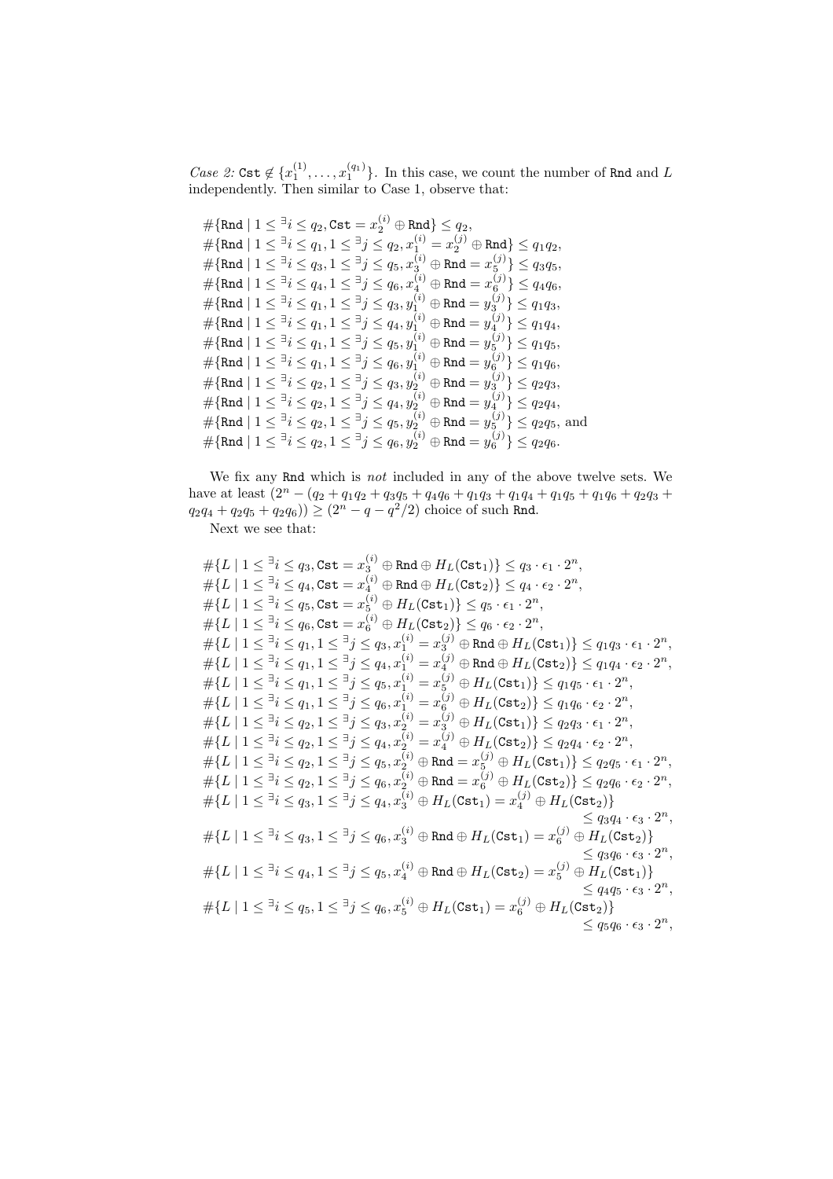*Case 2:* $\mathtt{Cst} \notin \{x_1^{(1)}, \ldots, x_1^{(q_1)}\}$. In this case, we count the number of $\mathtt{Rnd}$ and $L$ independently. Then similar to Case 1, observe that:

$$
\begin{aligned}
&\#\{\mathtt{Rnd} \mid 1 \le {}^{\exists}i \le q_2, \mathtt{Cst} = x_2^{(i)} \oplus \mathtt{Rnd}\} \le q_2,\\
&\#\{\mathtt{Rnd} \mid 1 \le {}^{\exists}i \le q_1, 1 \le {}^{\exists}j \le q_2, x_1^{(i)} = x_2^{(j)} \oplus \mathtt{Rnd}\} \le q_1 q_2,\\
&\#\{\mathtt{Rnd} \mid 1 \le {}^{\exists}i \le q_3, 1 \le {}^{\exists}j \le q_5, x_3^{(i)} \oplus \mathtt{Rnd} = x_5^{(j)}\} \le q_3 q_5,\\
&\#\{\mathtt{Rnd} \mid 1 \le {}^{\exists}i \le q_4, 1 \le {}^{\exists}j \le q_6, x_4^{(i)} \oplus \mathtt{Rnd} = x_6^{(j)}\} \le q_4 q_6,\\
&\#\{\mathtt{Rnd} \mid 1 \le {}^{\exists}i \le q_1, 1 \le {}^{\exists}j \le q_3, y_1^{(i)} \oplus \mathtt{Rnd} = y_3^{(j)}\} \le q_1 q_3,\\
&\#\{\mathtt{Rnd} \mid 1 \le {}^{\exists}i \le q_1, 1 \le {}^{\exists}j \le q_4, y_1^{(i)} \oplus \mathtt{Rnd} = y_4^{(j)}\} \le q_1 q_4,\\
&\#\{\mathtt{Rnd} \mid 1 \le {}^{\exists}i \le q_1, 1 \le {}^{\exists}j \le q_5, y_1^{(i)} \oplus \mathtt{Rnd} = y_5^{(j)}\} \le q_1 q_5,\\
&\#\{\mathtt{Rnd} \mid 1 \le {}^{\exists}i \le q_1, 1 \le {}^{\exists}j \le q_6, y_1^{(i)} \oplus \mathtt{Rnd} = y_6^{(j)}\} \le q_1 q_6,\\
&\#\{\mathtt{Rnd} \mid 1 \le {}^{\exists}i \le q_2, 1 \le {}^{\exists}j \le q_3, y_2^{(i)} \oplus \mathtt{Rnd} = y_3^{(j)}\} \le q_2 q_3,\\
&\#\{\mathtt{Rnd} \mid 1 \le {}^{\exists}i \le q_2, 1 \le {}^{\exists}j \le q_4, y_2^{(i)} \oplus \mathtt{Rnd} = y_4^{(j)}\} \le q_2 q_4,\\
&\#\{\mathtt{Rnd} \mid 1 \le {}^{\exists}i \le q_2, 1 \le {}^{\exists}j \le q_5, y_2^{(i)} \oplus \mathtt{Rnd} = y_5^{(j)}\} \le q_2 q_5, \text{ and}\\
&\#\{\mathtt{Rnd} \mid 1 \le {}^{\exists}i \le q_2, 1 \le {}^{\exists}j \le q_6, y_2^{(i)} \oplus \mathtt{Rnd} = y_6^{(j)}\} \le q_2 q_6.
\end{aligned}
$$

We fix any $\mathtt{Rnd}$ which is *not* included in any of the above twelve sets. We have at least $(2^n - (q_2 + q_1q_2 + q_3q_5 + q_4q_6 + q_1q_3 + q_1q_4 + q_1q_5 + q_1q_6 + q_2q_3 + q_2q_4 + q_2q_5 + q_2q_6)) \ge (2^n - q - q^2/2)$ choice of such $\mathtt{Rnd}$.

Next we see that:

$$
\begin{aligned}
&\#\{L \mid 1 \le {}^{\exists}i \le q_3, \mathtt{Cst} = x_3^{(i)} \oplus \mathtt{Rnd} \oplus H_L(\mathtt{Cst}_1)\} \le q_3 \cdot \epsilon_1 \cdot 2^n,\\
&\#\{L \mid 1 \le {}^{\exists}i \le q_4, \mathtt{Cst} = x_4^{(i)} \oplus \mathtt{Rnd} \oplus H_L(\mathtt{Cst}_2)\} \le q_4 \cdot \epsilon_2 \cdot 2^n,\\
&\#\{L \mid 1 \le {}^{\exists}i \le q_5, \mathtt{Cst} = x_5^{(i)} \oplus H_L(\mathtt{Cst}_1)\} \le q_5 \cdot \epsilon_1 \cdot 2^n,\\
&\#\{L \mid 1 \le {}^{\exists}i \le q_6, \mathtt{Cst} = x_6^{(i)} \oplus H_L(\mathtt{Cst}_2)\} \le q_6 \cdot \epsilon_2 \cdot 2^n,\\
&\#\{L \mid 1 \le {}^{\exists}i \le q_1, 1 \le {}^{\exists}j \le q_3, x_1^{(i)} = x_3^{(j)} \oplus \mathtt{Rnd} \oplus H_L(\mathtt{Cst}_1)\} \le q_1 q_3 \cdot \epsilon_1 \cdot 2^n,\\
&\#\{L \mid 1 \le {}^{\exists}i \le q_1, 1 \le {}^{\exists}j \le q_4, x_1^{(i)} = x_4^{(j)} \oplus \mathtt{Rnd} \oplus H_L(\mathtt{Cst}_2)\} \le q_1 q_4 \cdot \epsilon_2 \cdot 2^n,\\
&\#\{L \mid 1 \le {}^{\exists}i \le q_1, 1 \le {}^{\exists}j \le q_5, x_1^{(i)} = x_5^{(j)} \oplus H_L(\mathtt{Cst}_1)\} \le q_1 q_5 \cdot \epsilon_1 \cdot 2^n,\\
&\#\{L \mid 1 \le {}^{\exists}i \le q_1, 1 \le {}^{\exists}j \le q_6, x_1^{(i)} = x_6^{(j)} \oplus H_L(\mathtt{Cst}_2)\} \le q_1 q_6 \cdot \epsilon_2 \cdot 2^n,\\
&\#\{L \mid 1 \le {}^{\exists}i \le q_2, 1 \le {}^{\exists}j \le q_3, x_2^{(i)} = x_3^{(j)} \oplus H_L(\mathtt{Cst}_1)\} \le q_2 q_3 \cdot \epsilon_1 \cdot 2^n,\\
&\#\{L \mid 1 \le {}^{\exists}i \le q_2, 1 \le {}^{\exists}j \le q_4, x_2^{(i)} = x_4^{(j)} \oplus H_L(\mathtt{Cst}_2)\} \le q_2 q_4 \cdot \epsilon_2 \cdot 2^n,\\
&\#\{L \mid 1 \le {}^{\exists}i \le q_2, 1 \le {}^{\exists}j \le q_5, x_2^{(i)} \oplus \mathtt{Rnd} = x_5^{(j)} \oplus H_L(\mathtt{Cst}_1)\} \le q_2 q_5 \cdot \epsilon_1 \cdot 2^n,\\
&\#\{L \mid 1 \le {}^{\exists}i \le q_2, 1 \le {}^{\exists}j \le q_6, x_2^{(i)} \oplus \mathtt{Rnd} = x_6^{(j)} \oplus H_L(\mathtt{Cst}_2)\} \le q_2 q_6 \cdot \epsilon_2 \cdot 2^n,\\
&\#\{L \mid 1 \le {}^{\exists}i \le q_3, 1 \le {}^{\exists}j \le q_4, x_3^{(i)} \oplus H_L(\mathtt{Cst}_1) = x_4^{(j)} \oplus H_L(\mathtt{Cst}_2)\}\\
&\hspace{22em} \le q_3 q_4 \cdot \epsilon_3 \cdot 2^n,\\
&\#\{L \mid 1 \le {}^{\exists}i \le q_3, 1 \le {}^{\exists}j \le q_6, x_3^{(i)} \oplus \mathtt{Rnd} \oplus H_L(\mathtt{Cst}_1) = x_6^{(j)} \oplus H_L(\mathtt{Cst}_2)\}\\
&\hspace{22em} \le q_3 q_6 \cdot \epsilon_3 \cdot 2^n,\\
&\#\{L \mid 1 \le {}^{\exists}i \le q_4, 1 \le {}^{\exists}j \le q_5, x_4^{(i)} \oplus \mathtt{Rnd} \oplus H_L(\mathtt{Cst}_2) = x_5^{(j)} \oplus H_L(\mathtt{Cst}_1)\}\\
&\hspace{22em} \le q_4 q_5 \cdot \epsilon_3 \cdot 2^n,\\
&\#\{L \mid 1 \le {}^{\exists}i \le q_5, 1 \le {}^{\exists}j \le q_6, x_5^{(i)} \oplus H_L(\mathtt{Cst}_1) = x_6^{(j)} \oplus H_L(\mathtt{Cst}_2)\}\\
&\hspace{22em} \le q_5 q_6 \cdot \epsilon_3 \cdot 2^n,
\end{aligned}
$$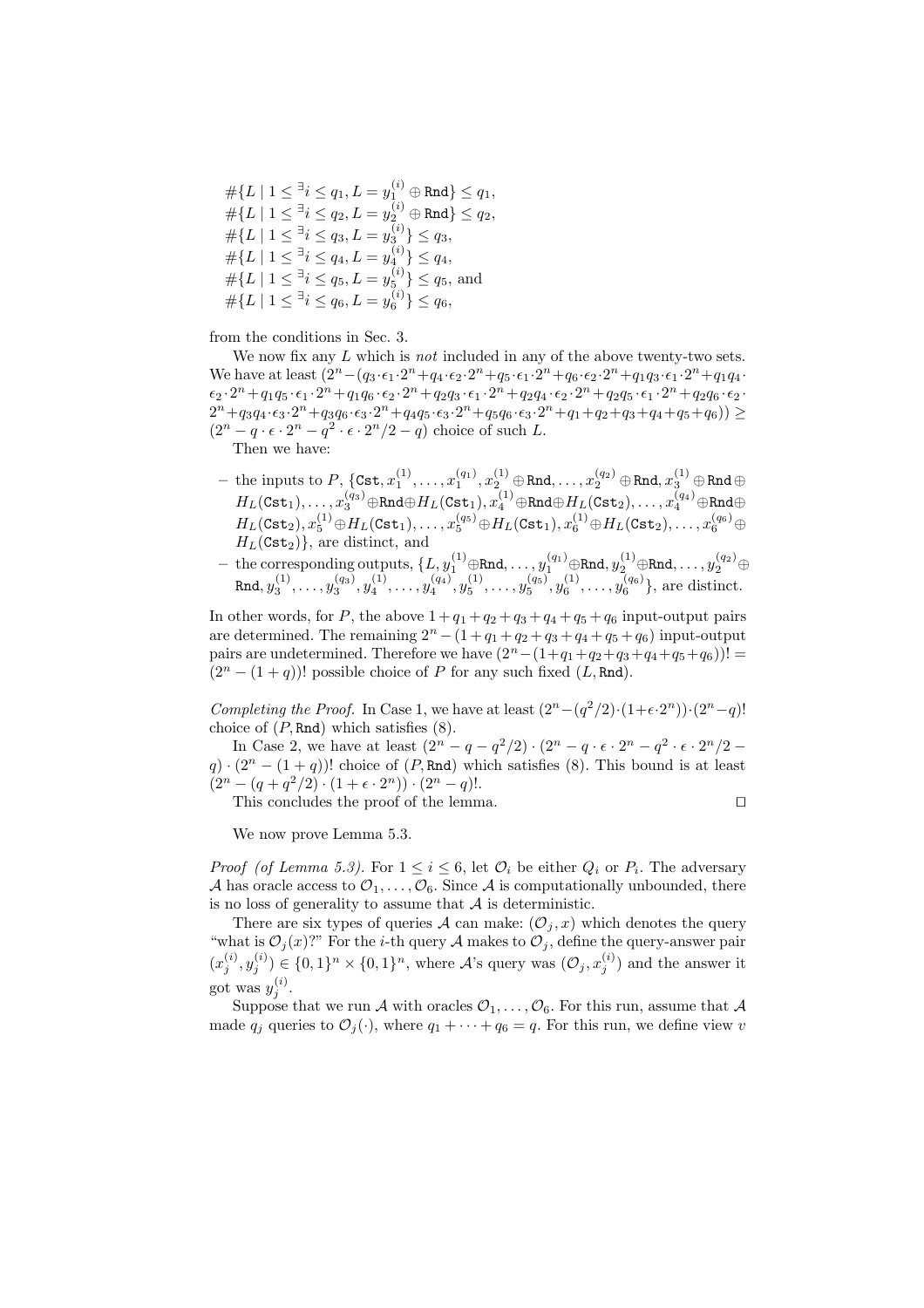$\#\{L \mid 1 \leq {}^{\exists}i \leq q_1, L = y_1^{(i)} \oplus \texttt{Rnd}\} \leq q_1$,
$\#\{L \mid 1 \leq {}^{\exists}i \leq q_2, L = y_2^{(i)} \oplus \texttt{Rnd}\} \leq q_2$,
$\#\{L \mid 1 \leq {}^{\exists}i \leq q_3, L = y_3^{(i)}\} \leq q_3$,
$\#\{L \mid 1 \leq {}^{\exists}i \leq q_4, L = y_4^{(i)}\} \leq q_4$,
$\#\{L \mid 1 \leq {}^{\exists}i \leq q_5, L = y_5^{(i)}\} \leq q_5$, and
$\#\{L \mid 1 \leq {}^{\exists}i \leq q_6, L = y_6^{(i)}\} \leq q_6$,

from the conditions in Sec. 3.

We now fix any $L$ which is *not* included in any of the above twenty-two sets. We have at least $(2^n - (q_3 \cdot \epsilon_1 \cdot 2^n + q_4 \cdot \epsilon_2 \cdot 2^n + q_5 \cdot \epsilon_1 \cdot 2^n + q_6 \cdot \epsilon_2 \cdot 2^n + q_1 q_3 \cdot \epsilon_1 \cdot 2^n + q_1 q_4 \cdot \epsilon_2 \cdot 2^n + q_1 q_5 \cdot \epsilon_1 \cdot 2^n + q_1 q_6 \cdot \epsilon_2 \cdot 2^n + q_2 q_3 \cdot \epsilon_1 \cdot 2^n + q_2 q_4 \cdot \epsilon_2 \cdot 2^n + q_2 q_5 \cdot \epsilon_1 \cdot 2^n + q_2 q_6 \cdot \epsilon_2 \cdot 2^n + q_3 q_4 \cdot \epsilon_3 \cdot 2^n + q_3 q_6 \cdot \epsilon_3 \cdot 2^n + q_4 q_5 \cdot \epsilon_3 \cdot 2^n + q_5 q_6 \cdot \epsilon_3 \cdot 2^n + q_1 + q_2 + q_3 + q_4 + q_5 + q_6)) \geq (2^n - q \cdot \epsilon \cdot 2^n - q^2 \cdot \epsilon \cdot 2^n/2 - q)$ choice of such $L$.

Then we have:

- the inputs to $P$, $\{\texttt{Cst}, x_1^{(1)}, \ldots, x_1^{(q_1)}, x_2^{(1)} \oplus \texttt{Rnd}, \ldots, x_2^{(q_2)} \oplus \texttt{Rnd}, x_3^{(1)} \oplus \texttt{Rnd} \oplus H_L(\texttt{Cst}_1), \ldots, x_3^{(q_3)} \oplus \texttt{Rnd} \oplus H_L(\texttt{Cst}_1), x_4^{(1)} \oplus \texttt{Rnd} \oplus H_L(\texttt{Cst}_2), \ldots, x_4^{(q_4)} \oplus \texttt{Rnd} \oplus H_L(\texttt{Cst}_2), x_5^{(1)} \oplus H_L(\texttt{Cst}_1), \ldots, x_5^{(q_5)} \oplus H_L(\texttt{Cst}_1), x_6^{(1)} \oplus H_L(\texttt{Cst}_2), \ldots, x_6^{(q_6)} \oplus H_L(\texttt{Cst}_2)\}$, are distinct, and
- the corresponding outputs, $\{L, y_1^{(1)} \oplus \texttt{Rnd}, \ldots, y_1^{(q_1)} \oplus \texttt{Rnd}, y_2^{(1)} \oplus \texttt{Rnd}, \ldots, y_2^{(q_2)} \oplus \texttt{Rnd}, y_3^{(1)}, \ldots, y_3^{(q_3)}, y_4^{(1)}, \ldots, y_4^{(q_4)}, y_5^{(1)}, \ldots, y_5^{(q_5)}, y_6^{(1)}, \ldots, y_6^{(q_6)}\}$, are distinct.

In other words, for $P$, the above $1 + q_1 + q_2 + q_3 + q_4 + q_5 + q_6$ input-output pairs are determined. The remaining $2^n - (1 + q_1 + q_2 + q_3 + q_4 + q_5 + q_6)$ input-output pairs are undetermined. Therefore we have $(2^n - (1 + q_1 + q_2 + q_3 + q_4 + q_5 + q_6))! = (2^n - (1 + q))!$ possible choice of $P$ for any such fixed $(L, \texttt{Rnd})$.

*Completing the Proof.* In Case 1, we have at least $(2^n - (q^2/2) \cdot (1 + \epsilon \cdot 2^n)) \cdot (2^n - q)!$ choice of $(P, \texttt{Rnd})$ which satisfies (8).

In Case 2, we have at least $(2^n - q - q^2/2) \cdot (2^n - q \cdot \epsilon \cdot 2^n - q^2 \cdot \epsilon \cdot 2^n/2 - q) \cdot (2^n - (1 + q))!$ choice of $(P, \texttt{Rnd})$ which satisfies (8). This bound is at least $(2^n - (q + q^2/2) \cdot (1 + \epsilon \cdot 2^n)) \cdot (2^n - q)!$.

This concludes the proof of the lemma. $\square$

We now prove Lemma 5.3.

*Proof (of Lemma 5.3).* For $1 \leq i \leq 6$, let $\mathcal{O}_i$ be either $Q_i$ or $P_i$. The adversary $\mathcal{A}$ has oracle access to $\mathcal{O}_1, \ldots, \mathcal{O}_6$. Since $\mathcal{A}$ is computationally unbounded, there is no loss of generality to assume that $\mathcal{A}$ is deterministic.

There are six types of queries $\mathcal{A}$ can make: $(\mathcal{O}_j, x)$ which denotes the query "what is $\mathcal{O}_j(x)$?" For the $i$-th query $\mathcal{A}$ makes to $\mathcal{O}_j$, define the query-answer pair $(x_j^{(i)}, y_j^{(i)}) \in \{0,1\}^n \times \{0,1\}^n$, where $\mathcal{A}$'s query was $(\mathcal{O}_j, x_j^{(i)})$ and the answer it got was $y_j^{(i)}$.

Suppose that we run $\mathcal{A}$ with oracles $\mathcal{O}_1, \ldots, \mathcal{O}_6$. For this run, assume that $\mathcal{A}$ made $q_j$ queries to $\mathcal{O}_j(\cdot)$, where $q_1 + \cdots + q_6 = q$. For this run, we define view $v$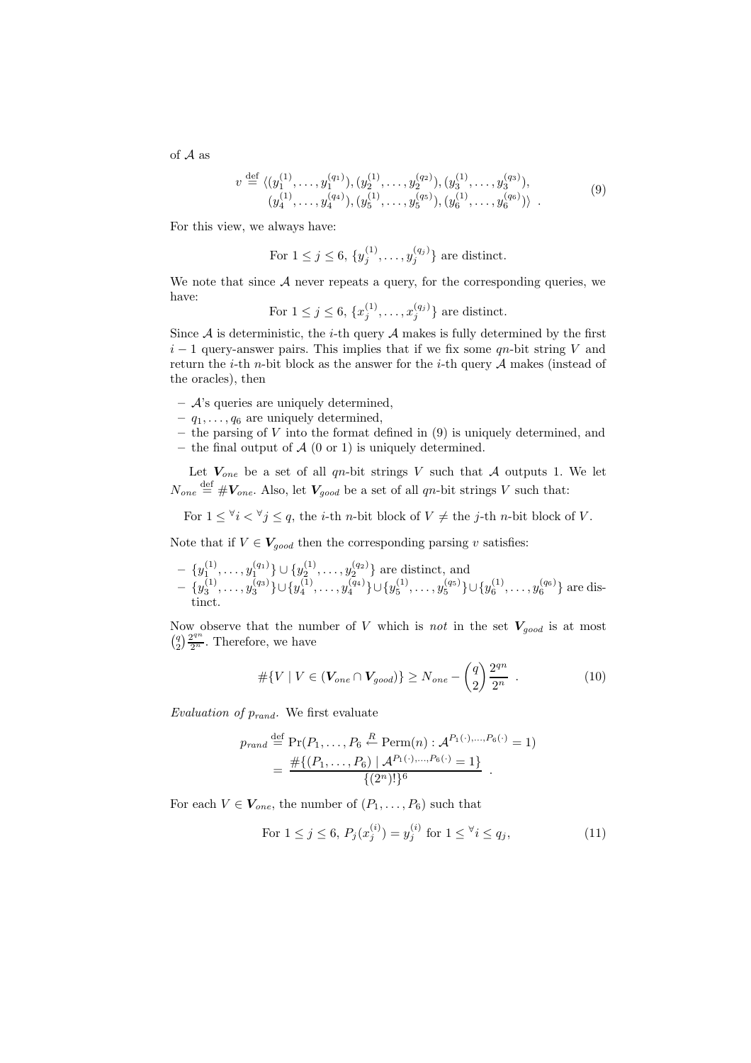of $\mathcal{A}$ as

$$v \stackrel{\text{def}}{=} \langle (y_1^{(1)}, \ldots, y_1^{(q_1)}), (y_2^{(1)}, \ldots, y_2^{(q_2)}), (y_3^{(1)}, \ldots, y_3^{(q_3)}), \\ (y_4^{(1)}, \ldots, y_4^{(q_4)}), (y_5^{(1)}, \ldots, y_5^{(q_5)}), (y_6^{(1)}, \ldots, y_6^{(q_6)}) \rangle \ . \tag{9}$$

For this view, we always have:

For $1 \le j \le 6$, $\{y_j^{(1)}, \ldots, y_j^{(q_j)}\}$ are distinct.

We note that since $\mathcal{A}$ never repeats a query, for the corresponding queries, we have:

For $1 \le j \le 6$, $\{x_j^{(1)}, \ldots, x_j^{(q_j)}\}$ are distinct.

Since $\mathcal{A}$ is deterministic, the $i$-th query $\mathcal{A}$ makes is fully determined by the first $i-1$ query-answer pairs. This implies that if we fix some $qn$-bit string $V$ and return the $i$-th $n$-bit block as the answer for the $i$-th query $\mathcal{A}$ makes (instead of the oracles), then

- $\mathcal{A}$'s queries are uniquely determined,
- $q_1, \ldots, q_6$ are uniquely determined,
- the parsing of $V$ into the format defined in (9) is uniquely determined, and
- the final output of $\mathcal{A}$ (0 or 1) is uniquely determined.

Let $\boldsymbol{V}_{one}$ be a set of all $qn$-bit strings $V$ such that $\mathcal{A}$ outputs 1. We let $N_{one} \stackrel{\text{def}}{=} \# \boldsymbol{V}_{one}$. Also, let $\boldsymbol{V}_{good}$ be a set of all $qn$-bit strings $V$ such that:

For $1 \le {}^\forall i < {}^\forall j \le q$, the $i$-th $n$-bit block of $V \ne$ the $j$-th $n$-bit block of $V$.

Note that if $V \in \boldsymbol{V}_{good}$ then the corresponding parsing $v$ satisfies:

- $\{y_1^{(1)}, \ldots, y_1^{(q_1)}\} \cup \{y_2^{(1)}, \ldots, y_2^{(q_2)}\}$ are distinct, and
- $\{y_3^{(1)}, \ldots, y_3^{(q_3)}\} \cup \{y_4^{(1)}, \ldots, y_4^{(q_4)}\} \cup \{y_5^{(1)}, \ldots, y_5^{(q_5)}\} \cup \{y_6^{(1)}, \ldots, y_6^{(q_6)}\}$ are distinct.

Now observe that the number of $V$ which is *not* in the set $\boldsymbol{V}_{good}$ is at most $\binom{q}{2} \frac{2^{qn}}{2^n}$. Therefore, we have

$$\#\{V \mid V \in (\boldsymbol{V}_{one} \cap \boldsymbol{V}_{good})\} \ge N_{one} - \binom{q}{2} \frac{2^{qn}}{2^n} \ . \tag{10}$$

*Evaluation of $p_{rand}$.* We first evaluate

$$\begin{aligned} p_{rand} &\stackrel{\text{def}}{=} \Pr(P_1, \ldots, P_6 \stackrel{R}{\leftarrow} \mathrm{Perm}(n) : \mathcal{A}^{P_1(\cdot), \ldots, P_6(\cdot)} = 1) \\ &= \frac{\#\{(P_1, \ldots, P_6) \mid \mathcal{A}^{P_1(\cdot), \ldots, P_6(\cdot)} = 1\}}{\{(2^n)!\}^6} \ . \end{aligned}$$

For each $V \in \boldsymbol{V}_{one}$, the number of $(P_1, \ldots, P_6)$ such that

$$\text{For } 1 \le j \le 6,\ P_j(x_j^{(i)}) = y_j^{(i)} \text{ for } 1 \le {}^\forall i \le q_j, \tag{11}$$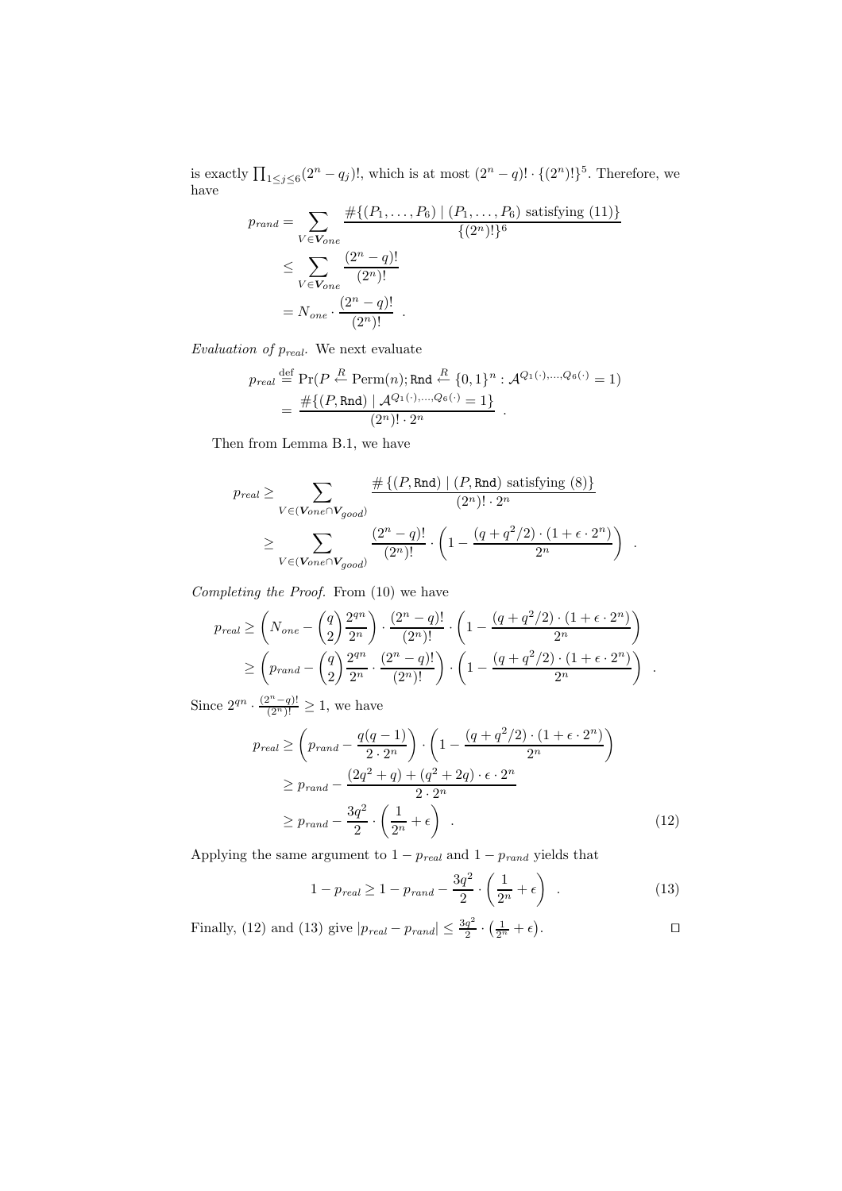is exactly $\prod_{1 \le j \le 6}(2^n - q_j)!$, which is at most $(2^n - q)! \cdot \{(2^n)!\}^5$. Therefore, we have

$$
\begin{aligned}
p_{rand} &= \sum_{V \in \boldsymbol{V}_{one}} \frac{\#\{(P_1, \ldots, P_6) \mid (P_1, \ldots, P_6) \text{ satisfying (11)}\}}{\{(2^n)!\}^6} \\
&\le \sum_{V \in \boldsymbol{V}_{one}} \frac{(2^n - q)!}{(2^n)!} \\
&= N_{one} \cdot \frac{(2^n - q)!}{(2^n)!} \ .
\end{aligned}
$$

*Evaluation of $p_{real}$.* We next evaluate

$$
\begin{aligned}
p_{real} &\overset{\text{def}}{=} \Pr(P \overset{R}{\leftarrow} \text{Perm}(n); \texttt{Rnd} \overset{R}{\leftarrow} \{0,1\}^n : \mathcal{A}^{Q_1(\cdot), \ldots, Q_6(\cdot)} = 1) \\
&= \frac{\#\{(P, \texttt{Rnd}) \mid \mathcal{A}^{Q_1(\cdot), \ldots, Q_6(\cdot)} = 1\}}{(2^n)! \cdot 2^n} \ .
\end{aligned}
$$

Then from Lemma B.1, we have

$$
\begin{aligned}
p_{real} &\ge \sum_{V \in (\boldsymbol{V}_{one} \cap \boldsymbol{V}_{good})} \frac{\#\{(P, \texttt{Rnd}) \mid (P, \texttt{Rnd}) \text{ satisfying (8)}\}}{(2^n)! \cdot 2^n} \\
&\ge \sum_{V \in (\boldsymbol{V}_{one} \cap \boldsymbol{V}_{good})} \frac{(2^n - q)!}{(2^n)!} \cdot \left(1 - \frac{(q + q^2/2) \cdot (1 + \epsilon \cdot 2^n)}{2^n}\right) \ .
\end{aligned}
$$

*Completing the Proof.* From (10) we have

$$
\begin{aligned}
p_{real} &\ge \left(N_{one} - \binom{q}{2} \frac{2^{qn}}{2^n}\right) \cdot \frac{(2^n - q)!}{(2^n)!} \cdot \left(1 - \frac{(q + q^2/2) \cdot (1 + \epsilon \cdot 2^n)}{2^n}\right) \\
&\ge \left(p_{rand} - \binom{q}{2} \frac{2^{qn}}{2^n} \cdot \frac{(2^n - q)!}{(2^n)!}\right) \cdot \left(1 - \frac{(q + q^2/2) \cdot (1 + \epsilon \cdot 2^n)}{2^n}\right) \ .
\end{aligned}
$$

Since $2^{qn} \cdot \frac{(2^n - q)!}{(2^n)!} \ge 1$, we have

$$
\begin{aligned}
p_{real} &\ge \left(p_{rand} - \frac{q(q-1)}{2 \cdot 2^n}\right) \cdot \left(1 - \frac{(q + q^2/2) \cdot (1 + \epsilon \cdot 2^n)}{2^n}\right) \\
&\ge p_{rand} - \frac{(2q^2 + q) + (q^2 + 2q) \cdot \epsilon \cdot 2^n}{2 \cdot 2^n} \\
&\ge p_{rand} - \frac{3q^2}{2} \cdot \left(\frac{1}{2^n} + \epsilon\right) \ . \qquad (12)
\end{aligned}
$$

Applying the same argument to $1 - p_{real}$ and $1 - p_{rand}$ yields that

$$
1 - p_{real} \ge 1 - p_{rand} - \frac{3q^2}{2} \cdot \left(\frac{1}{2^n} + \epsilon\right) \ . \qquad (13)
$$

Finally, (12) and (13) give $|p_{real} - p_{rand}| \le \frac{3q^2}{2} \cdot \left(\frac{1}{2^n} + \epsilon\right)$. $\square$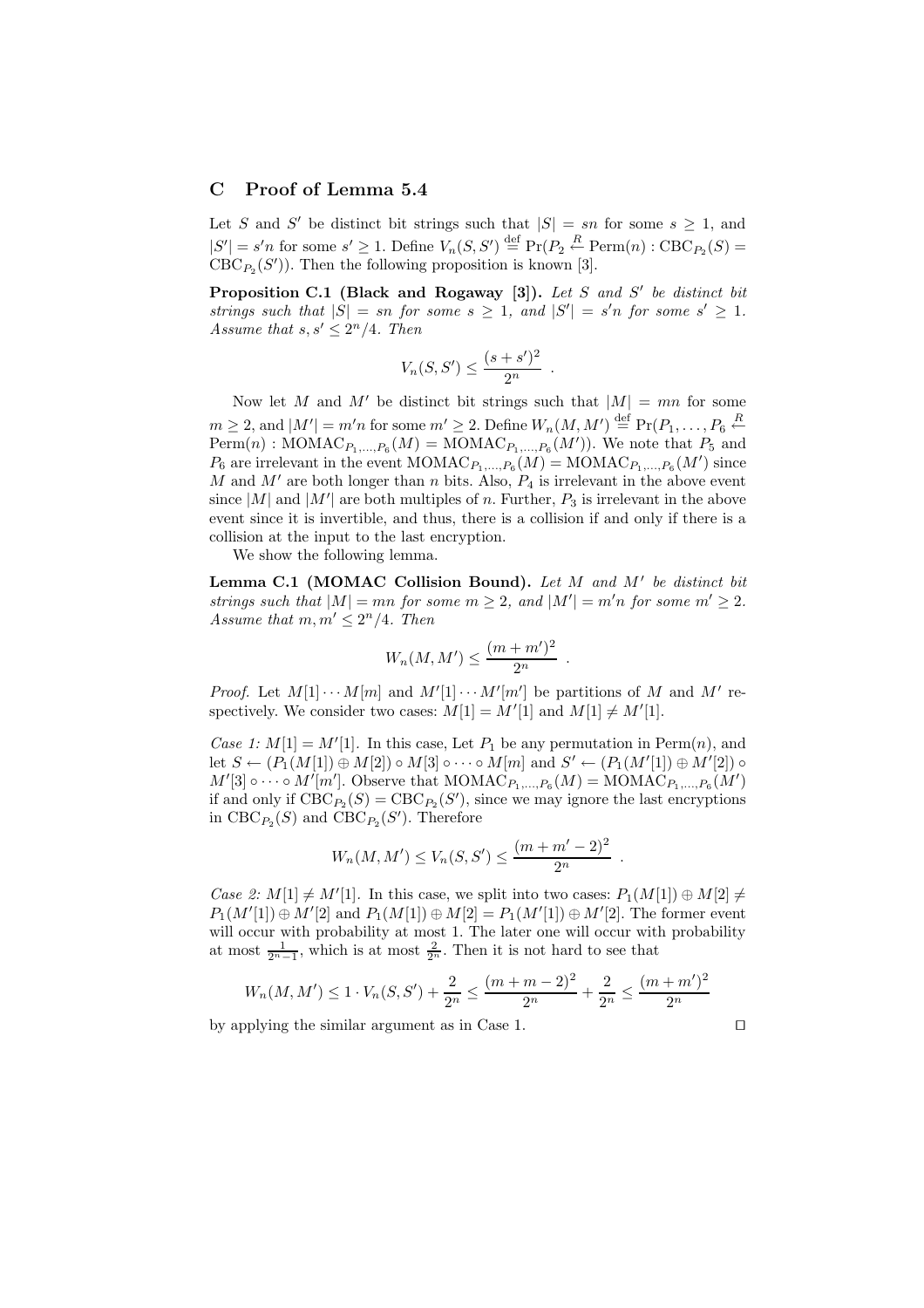## C Proof of Lemma 5.4

Let $S$ and $S'$ be distinct bit strings such that $|S| = sn$ for some $s \geq 1$, and $|S'| = s'n$ for some $s' \geq 1$. Define $V_n(S, S') \stackrel{\text{def}}{=} \Pr(P_2 \stackrel{R}{\leftarrow} \text{Perm}(n) : \text{CBC}_{P_2}(S) = \text{CBC}_{P_2}(S'))$. Then the following proposition is known [3].

**Proposition C.1 (Black and Rogaway [3]).** *Let $S$ and $S'$ be distinct bit strings such that $|S| = sn$ for some $s \geq 1$, and $|S'| = s'n$ for some $s' \geq 1$. Assume that $s, s' \leq 2^n/4$. Then*

$$V_n(S, S') \leq \frac{(s + s')^2}{2^n} \ .$$

Now let $M$ and $M'$ be distinct bit strings such that $|M| = mn$ for some $m \geq 2$, and $|M'| = m'n$ for some $m' \geq 2$. Define $W_n(M, M') \stackrel{\text{def}}{=} \Pr(P_1, \ldots, P_6 \stackrel{R}{\leftarrow} \text{Perm}(n) : \text{MOMAC}_{P_1,\ldots,P_6}(M) = \text{MOMAC}_{P_1,\ldots,P_6}(M'))$. We note that $P_5$ and $P_6$ are irrelevant in the event $\text{MOMAC}_{P_1,\ldots,P_6}(M) = \text{MOMAC}_{P_1,\ldots,P_6}(M')$ since $M$ and $M'$ are both longer than $n$ bits. Also, $P_4$ is irrelevant in the above event since $|M|$ and $|M'|$ are both multiples of $n$. Further, $P_3$ is irrelevant in the above event since it is invertible, and thus, there is a collision if and only if there is a collision at the input to the last encryption.

We show the following lemma.

**Lemma C.1 (MOMAC Collision Bound).** *Let $M$ and $M'$ be distinct bit strings such that $|M| = mn$ for some $m \geq 2$, and $|M'| = m'n$ for some $m' \geq 2$. Assume that $m, m' \leq 2^n/4$. Then*

$$W_n(M, M') \leq \frac{(m + m')^2}{2^n} \ .$$

*Proof.* Let $M[1] \cdots M[m]$ and $M'[1] \cdots M'[m']$ be partitions of $M$ and $M'$ respectively. We consider two cases: $M[1] = M'[1]$ and $M[1] \neq M'[1]$.

*Case 1: $M[1] = M'[1]$.* In this case, Let $P_1$ be any permutation in $\text{Perm}(n)$, and let $S \leftarrow (P_1(M[1]) \oplus M[2]) \circ M[3] \circ \cdots \circ M[m]$ and $S' \leftarrow (P_1(M'[1]) \oplus M'[2]) \circ M'[3] \circ \cdots \circ M'[m']$. Observe that $\text{MOMAC}_{P_1,\ldots,P_6}(M) = \text{MOMAC}_{P_1,\ldots,P_6}(M')$ if and only if $\text{CBC}_{P_2}(S) = \text{CBC}_{P_2}(S')$, since we may ignore the last encryptions in $\text{CBC}_{P_2}(S)$ and $\text{CBC}_{P_2}(S')$. Therefore

$$W_n(M, M') \leq V_n(S, S') \leq \frac{(m + m' - 2)^2}{2^n} \ .$$

*Case 2: $M[1] \neq M'[1]$.* In this case, we split into two cases: $P_1(M[1]) \oplus M[2] \neq P_1(M'[1]) \oplus M'[2]$ and $P_1(M[1]) \oplus M[2] = P_1(M'[1]) \oplus M'[2]$. The former event will occur with probability at most 1. The later one will occur with probability at most $\frac{1}{2^n - 1}$, which is at most $\frac{2}{2^n}$. Then it is not hard to see that

$$W_n(M, M') \leq 1 \cdot V_n(S, S') + \frac{2}{2^n} \leq \frac{(m + m - 2)^2}{2^n} + \frac{2}{2^n} \leq \frac{(m + m')^2}{2^n}$$

by applying the similar argument as in Case 1. $\square$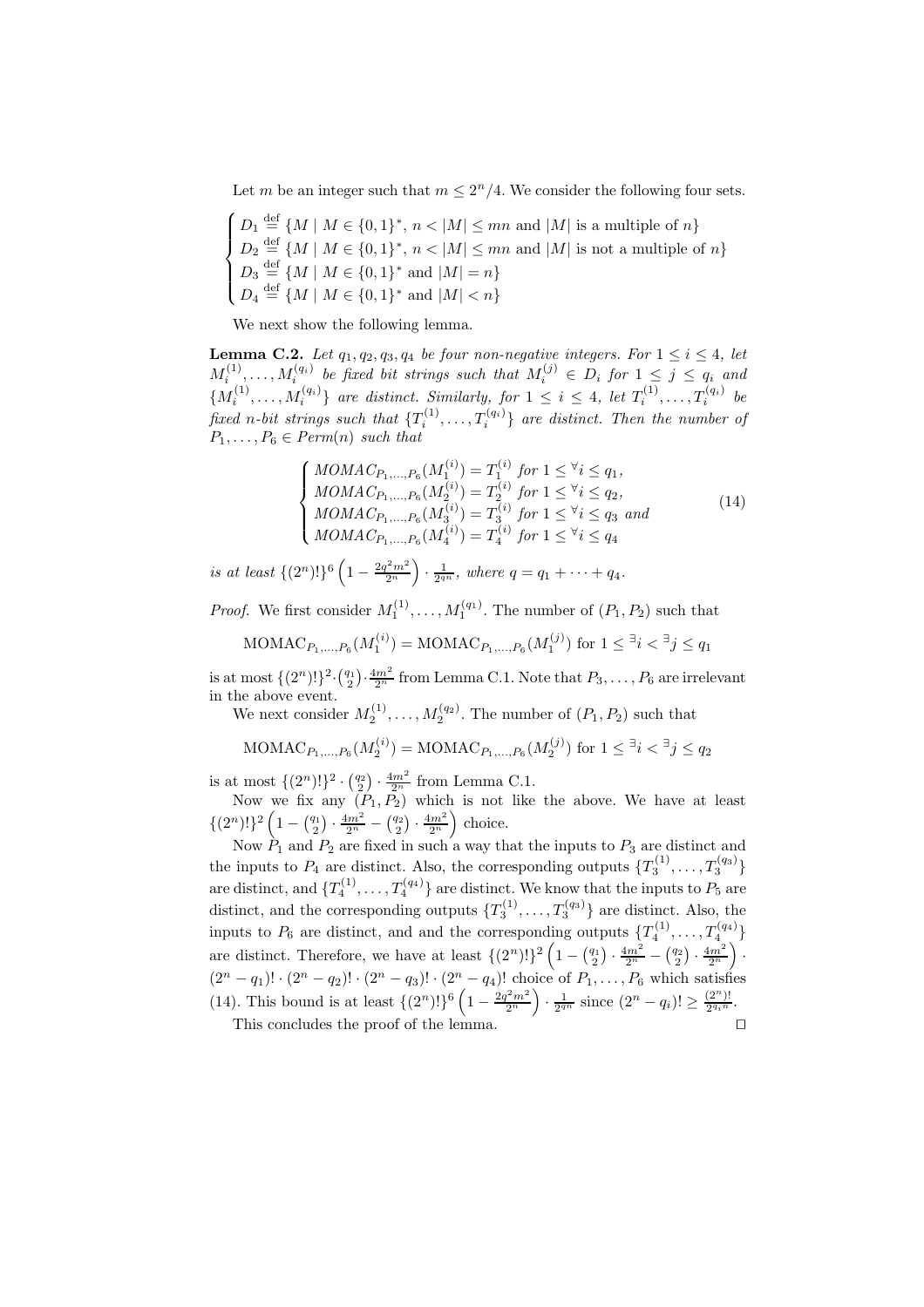Let $m$ be an integer such that $m \leq 2^n/4$. We consider the following four sets.

$$\begin{cases} D_1 \stackrel{\text{def}}{=} \{M \mid M \in \{0,1\}^*,\ n < |M| \leq mn \text{ and } |M| \text{ is a multiple of } n\} \\ D_2 \stackrel{\text{def}}{=} \{M \mid M \in \{0,1\}^*,\ n < |M| \leq mn \text{ and } |M| \text{ is not a multiple of } n\} \\ D_3 \stackrel{\text{def}}{=} \{M \mid M \in \{0,1\}^* \text{ and } |M| = n\} \\ D_4 \stackrel{\text{def}}{=} \{M \mid M \in \{0,1\}^* \text{ and } |M| < n\} \end{cases}$$

We next show the following lemma.

**Lemma C.2.** *Let $q_1, q_2, q_3, q_4$ be four non-negative integers. For $1 \leq i \leq 4$, let $M_i^{(1)}, \ldots, M_i^{(q_i)}$ be fixed bit strings such that $M_i^{(j)} \in D_i$ for $1 \leq j \leq q_i$ and $\{M_i^{(1)}, \ldots, M_i^{(q_i)}\}$ are distinct. Similarly, for $1 \leq i \leq 4$, let $T_i^{(1)}, \ldots, T_i^{(q_i)}$ be fixed $n$-bit strings such that $\{T_i^{(1)}, \ldots, T_i^{(q_i)}\}$ are distinct. Then the number of $P_1, \ldots, P_6 \in Perm(n)$ such that*

$$\begin{cases} MOMAC_{P_1,\ldots,P_6}(M_1^{(i)}) = T_1^{(i)} \text{ for } 1 \leq {}^\forall i \leq q_1, \\ MOMAC_{P_1,\ldots,P_6}(M_2^{(i)}) = T_2^{(i)} \text{ for } 1 \leq {}^\forall i \leq q_2, \\ MOMAC_{P_1,\ldots,P_6}(M_3^{(i)}) = T_3^{(i)} \text{ for } 1 \leq {}^\forall i \leq q_3 \text{ and} \\ MOMAC_{P_1,\ldots,P_6}(M_4^{(i)}) = T_4^{(i)} \text{ for } 1 \leq {}^\forall i \leq q_4 \end{cases} \tag{14}$$

*is at least $\{(2^n)!\}^6 \left(1 - \frac{2q^2m^2}{2^n}\right) \cdot \frac{1}{2^{qn}}$, where $q = q_1 + \cdots + q_4$.*

*Proof.* We first consider $M_1^{(1)}, \ldots, M_1^{(q_1)}$. The number of $(P_1, P_2)$ such that

$$\text{MOMAC}_{P_1,\ldots,P_6}(M_1^{(i)}) = \text{MOMAC}_{P_1,\ldots,P_6}(M_1^{(j)}) \text{ for } 1 \leq {}^\exists i < {}^\exists j \leq q_1$$

is at most $\{(2^n)!\}^2 \cdot \binom{q_1}{2} \cdot \frac{4m^2}{2^n}$ from Lemma C.1. Note that $P_3, \ldots, P_6$ are irrelevant in the above event.

We next consider $M_2^{(1)}, \ldots, M_2^{(q_2)}$. The number of $(P_1, P_2)$ such that

$$\text{MOMAC}_{P_1,\ldots,P_6}(M_2^{(i)}) = \text{MOMAC}_{P_1,\ldots,P_6}(M_2^{(j)}) \text{ for } 1 \leq {}^\exists i < {}^\exists j \leq q_2$$

is at most $\{(2^n)!\}^2 \cdot \binom{q_2}{2} \cdot \frac{4m^2}{2^n}$ from Lemma C.1.

Now we fix any $(P_1, P_2)$ which is not like the above. We have at least $\{(2^n)!\}^2 \left(1 - \binom{q_1}{2} \cdot \frac{4m^2}{2^n} - \binom{q_2}{2} \cdot \frac{4m^2}{2^n}\right)$ choice.

Now $P_1$ and $P_2$ are fixed in such a way that the inputs to $P_3$ are distinct and the inputs to $P_4$ are distinct. Also, the corresponding outputs $\{T_3^{(1)}, \ldots, T_3^{(q_3)}\}$ are distinct, and $\{T_4^{(1)}, \ldots, T_4^{(q_4)}\}$ are distinct. We know that the inputs to $P_5$ are distinct, and the corresponding outputs $\{T_3^{(1)}, \ldots, T_3^{(q_3)}\}$ are distinct. Also, the inputs to $P_6$ are distinct, and and the corresponding outputs $\{T_4^{(1)}, \ldots, T_4^{(q_4)}\}$ are distinct. Therefore, we have at least $\{(2^n)!\}^2 \left(1 - \binom{q_1}{2} \cdot \frac{4m^2}{2^n} - \binom{q_2}{2} \cdot \frac{4m^2}{2^n}\right) \cdot (2^n - q_1)! \cdot (2^n - q_2)! \cdot (2^n - q_3)! \cdot (2^n - q_4)!$ choice of $P_1, \ldots, P_6$ which satisfies (14). This bound is at least $\{(2^n)!\}^6 \left(1 - \frac{2q^2m^2}{2^n}\right) \cdot \frac{1}{2^{qn}}$ since $(2^n - q_i)! \geq \frac{(2^n)!}{2^{q_i n}}$.

This concludes the proof of the lemma. □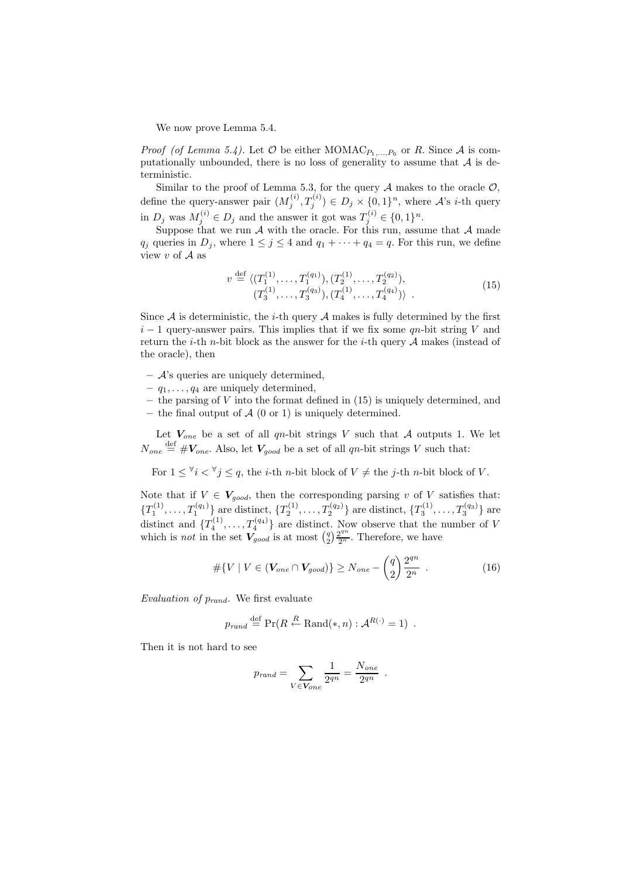We now prove Lemma 5.4.

*Proof (of Lemma 5.4).* Let $\mathcal{O}$ be either $\text{MOMAC}_{P_1,\ldots,P_6}$ or $R$. Since $\mathcal{A}$ is computationally unbounded, there is no loss of generality to assume that $\mathcal{A}$ is deterministic.

Similar to the proof of Lemma 5.3, for the query $\mathcal{A}$ makes to the oracle $\mathcal{O}$, define the query-answer pair $(M_j^{(i)}, T_j^{(i)}) \in D_j \times \{0,1\}^n$, where $\mathcal{A}$'s $i$-th query in $D_j$ was $M_j^{(i)} \in D_j$ and the answer it got was $T_j^{(i)} \in \{0,1\}^n$.

Suppose that we run $\mathcal{A}$ with the oracle. For this run, assume that $\mathcal{A}$ made $q_j$ queries in $D_j$, where $1 \le j \le 4$ and $q_1 + \cdots + q_4 = q$. For this run, we define view $v$ of $\mathcal{A}$ as

$$
\begin{aligned}
v \stackrel{\text{def}}{=} \langle &(T_1^{(1)}, \ldots, T_1^{(q_1)}), (T_2^{(1)}, \ldots, T_2^{(q_2)}), \\
&(T_3^{(1)}, \ldots, T_3^{(q_3)}), (T_4^{(1)}, \ldots, T_4^{(q_4)}) \rangle \ .
\end{aligned} \tag{15}
$$

Since $\mathcal{A}$ is deterministic, the $i$-th query $\mathcal{A}$ makes is fully determined by the first $i-1$ query-answer pairs. This implies that if we fix some $qn$-bit string $V$ and return the $i$-th $n$-bit block as the answer for the $i$-th query $\mathcal{A}$ makes (instead of the oracle), then

- $\mathcal{A}$'s queries are uniquely determined,
- $q_1, \ldots, q_4$ are uniquely determined,
- the parsing of $V$ into the format defined in (15) is uniquely determined, and
- the final output of $\mathcal{A}$ (0 or 1) is uniquely determined.

Let $\boldsymbol{V}_{one}$ be a set of all $qn$-bit strings $V$ such that $\mathcal{A}$ outputs 1. We let $N_{one} \stackrel{\text{def}}{=} \#\boldsymbol{V}_{one}$. Also, let $\boldsymbol{V}_{good}$ be a set of all $qn$-bit strings $V$ such that:

For $1 \le {}^\forall i < {}^\forall j \le q$, the $i$-th $n$-bit block of $V \ne$ the $j$-th $n$-bit block of $V$.

Note that if $V \in \boldsymbol{V}_{good}$, then the corresponding parsing $v$ of $V$ satisfies that: $\{T_1^{(1)}, \ldots, T_1^{(q_1)}\}$ are distinct, $\{T_2^{(1)}, \ldots, T_2^{(q_2)}\}$ are distinct, $\{T_3^{(1)}, \ldots, T_3^{(q_3)}\}$ are distinct and $\{T_4^{(1)}, \ldots, T_4^{(q_4)}\}$ are distinct. Now observe that the number of $V$ which is *not* in the set $\boldsymbol{V}_{good}$ is at most $\binom{q}{2}\frac{2^{qn}}{2^n}$. Therefore, we have

$$
\#\{V \mid V \in (\boldsymbol{V}_{one} \cap \boldsymbol{V}_{good})\} \ge N_{one} - \binom{q}{2}\frac{2^{qn}}{2^n} \ . \tag{16}
$$

*Evaluation of $p_{rand}$.* We first evaluate

$$
p_{rand} \stackrel{\text{def}}{=} \Pr(R \stackrel{R}{\leftarrow} \text{Rand}(*, n) : \mathcal{A}^{R(\cdot)} = 1) \ .
$$

Then it is not hard to see

$$
p_{rand} = \sum_{V \in \boldsymbol{V}_{one}} \frac{1}{2^{qn}} = \frac{N_{one}}{2^{qn}} \ .
$$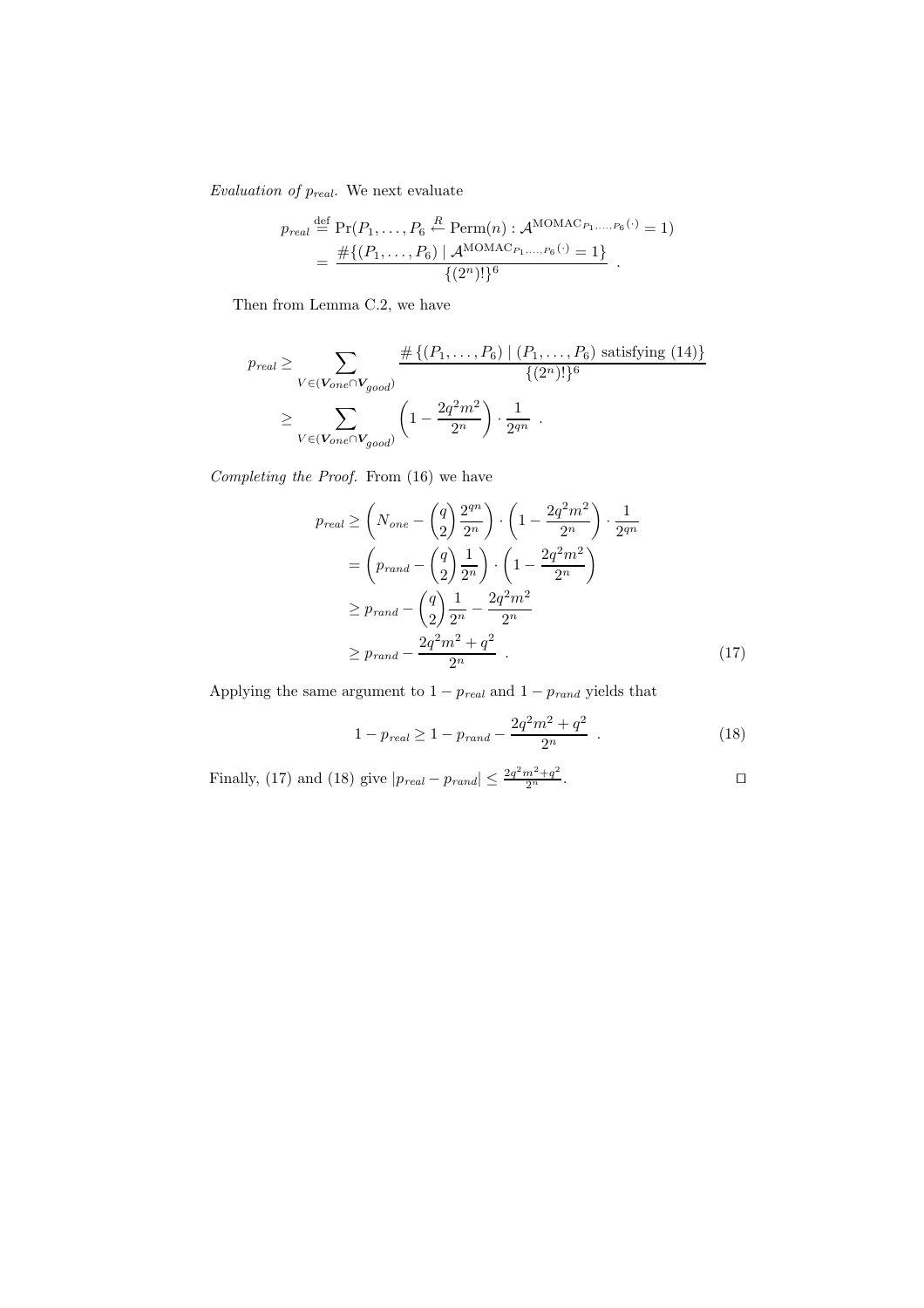*Evaluation of $p_{real}$.* We next evaluate

$$
\begin{aligned}
p_{real} &\stackrel{\text{def}}{=} \Pr(P_1, \ldots, P_6 \stackrel{R}{\leftarrow} \mathrm{Perm}(n) : \mathcal{A}^{\mathrm{MOMAC}_{P_1,\ldots,P_6}(\cdot)} = 1) \\
&= \frac{\#\{(P_1, \ldots, P_6) \mid \mathcal{A}^{\mathrm{MOMAC}_{P_1,\ldots,P_6}(\cdot)} = 1\}}{\{(2^n)!\}^6} \ .
\end{aligned}
$$

Then from Lemma C.2, we have

$$
\begin{aligned}
p_{real} &\geq \sum_{V \in (\boldsymbol{V}_{one} \cap \boldsymbol{V}_{good})} \frac{\#\{(P_1, \ldots, P_6) \mid (P_1, \ldots, P_6) \text{ satisfying (14)}\}}{\{(2^n)!\}^6} \\
&\geq \sum_{V \in (\boldsymbol{V}_{one} \cap \boldsymbol{V}_{good})} \left(1 - \frac{2q^2m^2}{2^n}\right) \cdot \frac{1}{2^{qn}} \ .
\end{aligned}
$$

*Completing the Proof.* From (16) we have

$$
\begin{aligned}
p_{real} &\geq \left(N_{one} - \binom{q}{2}\frac{2^{qn}}{2^n}\right) \cdot \left(1 - \frac{2q^2m^2}{2^n}\right) \cdot \frac{1}{2^{qn}} \\
&= \left(p_{rand} - \binom{q}{2}\frac{1}{2^n}\right) \cdot \left(1 - \frac{2q^2m^2}{2^n}\right) \\
&\geq p_{rand} - \binom{q}{2}\frac{1}{2^n} - \frac{2q^2m^2}{2^n} \\
&\geq p_{rand} - \frac{2q^2m^2 + q^2}{2^n} \ . \qquad (17)
\end{aligned}
$$

Applying the same argument to $1 - p_{real}$ and $1 - p_{rand}$ yields that

$$
1 - p_{real} \geq 1 - p_{rand} - \frac{2q^2m^2 + q^2}{2^n} \ . \qquad (18)
$$

Finally, (17) and (18) give $|p_{real} - p_{rand}| \leq \frac{2q^2m^2+q^2}{2^n}$. □